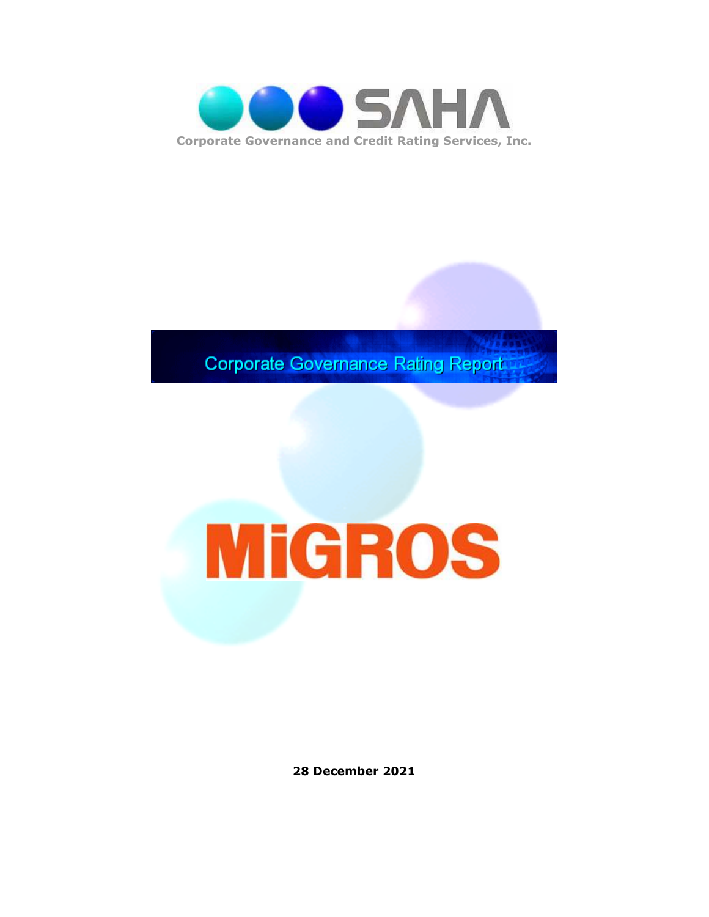SAHA

Corporate Governance and Credit Rating Services, Inc.

# Corporate Governance Rating Report

MiGROS

**28 December 2021**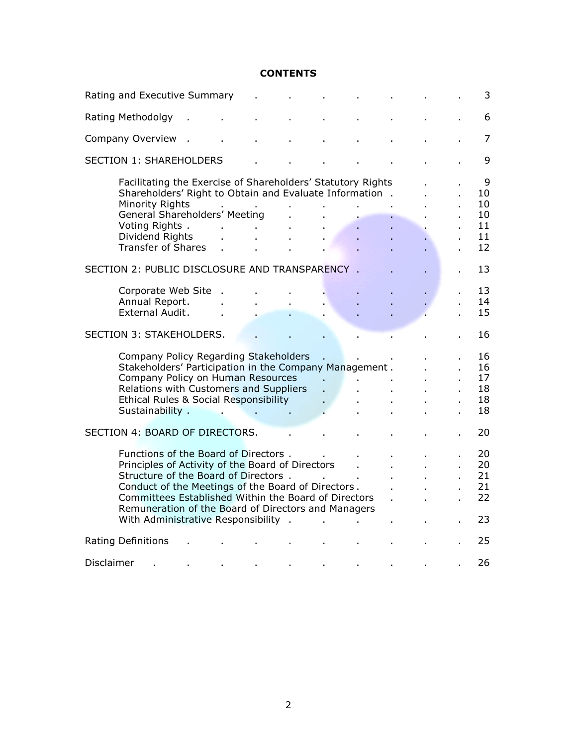# CONTENTS

| | |
|---|---|
| Rating and Executive Summary | 3 |
| Rating Methodolgy | 6 |
| Company Overview | 7 |
| SECTION 1: SHAREHOLDERS | 9 |
| Facilitating the Exercise of Shareholders' Statutory Rights | 9 |
| Shareholders' Right to Obtain and Evaluate Information | 10 |
| Minority Rights | 10 |
| General Shareholders' Meeting | 10 |
| Voting Rights | 11 |
| Dividend Rights | 11 |
| Transfer of Shares | 12 |
| SECTION 2: PUBLIC DISCLOSURE AND TRANSPARENCY | 13 |
| Corporate Web Site | 13 |
| Annual Report | 14 |
| External Audit | 15 |
| SECTION 3: STAKEHOLDERS | 16 |
| Company Policy Regarding Stakeholders | 16 |
| Stakeholders' Participation in the Company Management | 16 |
| Company Policy on Human Resources | 17 |
| Relations with Customers and Suppliers | 18 |
| Ethical Rules & Social Responsibility | 18 |
| Sustainability | 18 |
| SECTION 4: BOARD OF DIRECTORS | 20 |
| Functions of the Board of Directors | 20 |
| Principles of Activity of the Board of Directors | 20 |
| Structure of the Board of Directors | 21 |
| Conduct of the Meetings of the Board of Directors | 21 |
| Committees Established Within the Board of Directors | 22 |
| Remuneration of the Board of Directors and Managers With Administrative Responsibility | 23 |
| Rating Definitions | 25 |
| Disclaimer | 26 |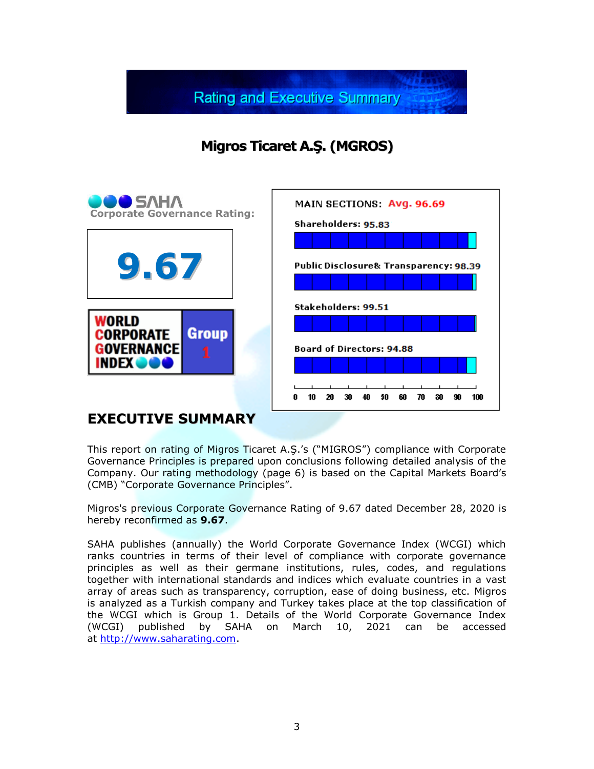# Rating and Executive Summary

## Migros Ticaret A.Ş. (MGROS)

SAHA Corporate Governance Rating:

**9.67**

WORLD CORPORATE GOVERNANCE INDEX — Group 1

MAIN SECTIONS: Avg. 96.69

| Section | Score |
|---|---|
| Shareholders | 95.83 |
| Public Disclosure& Transparency | 98.39 |
| Stakeholders | 99.51 |
| Board of Directors | 94.88 |

## EXECUTIVE SUMMARY

This report on rating of Migros Ticaret A.Ş.'s ("MIGROS") compliance with Corporate Governance Principles is prepared upon conclusions following detailed analysis of the Company. Our rating methodology (page 6) is based on the Capital Markets Board's (CMB) "Corporate Governance Principles".

Migros's previous Corporate Governance Rating of 9.67 dated December 28, 2020 is hereby reconfirmed as **9.67**.

SAHA publishes (annually) the World Corporate Governance Index (WCGI) which ranks countries in terms of their level of compliance with corporate governance principles as well as their germane institutions, rules, codes, and regulations together with international standards and indices which evaluate countries in a vast array of areas such as transparency, corruption, ease of doing business, etc. Migros is analyzed as a Turkish company and Turkey takes place at the top classification of the WCGI which is Group 1. Details of the World Corporate Governance Index (WCGI) published by SAHA on March 10, 2021 can be accessed at http://www.saharating.com.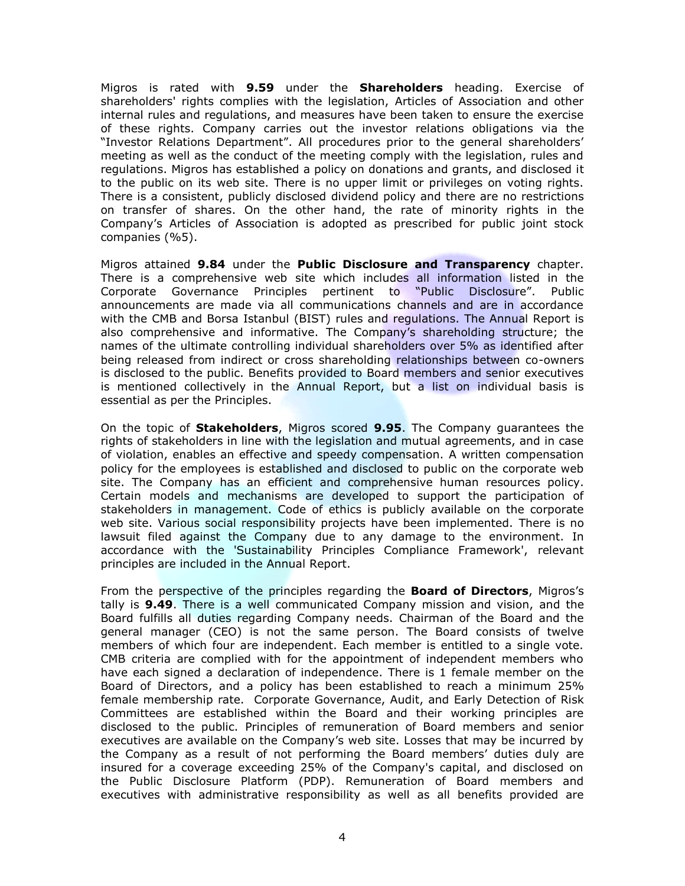Migros is rated with **9.59** under the **Shareholders** heading. Exercise of shareholders' rights complies with the legislation, Articles of Association and other internal rules and regulations, and measures have been taken to ensure the exercise of these rights. Company carries out the investor relations obligations via the "Investor Relations Department". All procedures prior to the general shareholders' meeting as well as the conduct of the meeting comply with the legislation, rules and regulations. Migros has established a policy on donations and grants, and disclosed it to the public on its web site. There is no upper limit or privileges on voting rights. There is a consistent, publicly disclosed dividend policy and there are no restrictions on transfer of shares. On the other hand, the rate of minority rights in the Company's Articles of Association is adopted as prescribed for public joint stock companies (%5).

Migros attained **9.84** under the **Public Disclosure and Transparency** chapter. There is a comprehensive web site which includes all information listed in the Corporate Governance Principles pertinent to "Public Disclosure". Public announcements are made via all communications channels and are in accordance with the CMB and Borsa Istanbul (BIST) rules and regulations. The Annual Report is also comprehensive and informative. The Company's shareholding structure; the names of the ultimate controlling individual shareholders over 5% as identified after being released from indirect or cross shareholding relationships between co-owners is disclosed to the public. Benefits provided to Board members and senior executives is mentioned collectively in the Annual Report, but a list on individual basis is essential as per the Principles.

On the topic of **Stakeholders**, Migros scored **9.95**. The Company guarantees the rights of stakeholders in line with the legislation and mutual agreements, and in case of violation, enables an effective and speedy compensation. A written compensation policy for the employees is established and disclosed to public on the corporate web site. The Company has an efficient and comprehensive human resources policy. Certain models and mechanisms are developed to support the participation of stakeholders in management. Code of ethics is publicly available on the corporate web site. Various social responsibility projects have been implemented. There is no lawsuit filed against the Company due to any damage to the environment. In accordance with the 'Sustainability Principles Compliance Framework', relevant principles are included in the Annual Report.

From the perspective of the principles regarding the **Board of Directors**, Migros's tally is **9.49**. There is a well communicated Company mission and vision, and the Board fulfills all duties regarding Company needs. Chairman of the Board and the general manager (CEO) is not the same person. The Board consists of twelve members of which four are independent. Each member is entitled to a single vote. CMB criteria are complied with for the appointment of independent members who have each signed a declaration of independence. There is 1 female member on the Board of Directors, and a policy has been established to reach a minimum 25% female membership rate. Corporate Governance, Audit, and Early Detection of Risk Committees are established within the Board and their working principles are disclosed to the public. Principles of remuneration of Board members and senior executives are available on the Company's web site. Losses that may be incurred by the Company as a result of not performing the Board members' duties duly are insured for a coverage exceeding 25% of the Company's capital, and disclosed on the Public Disclosure Platform (PDP). Remuneration of Board members and executives with administrative responsibility as well as all benefits provided are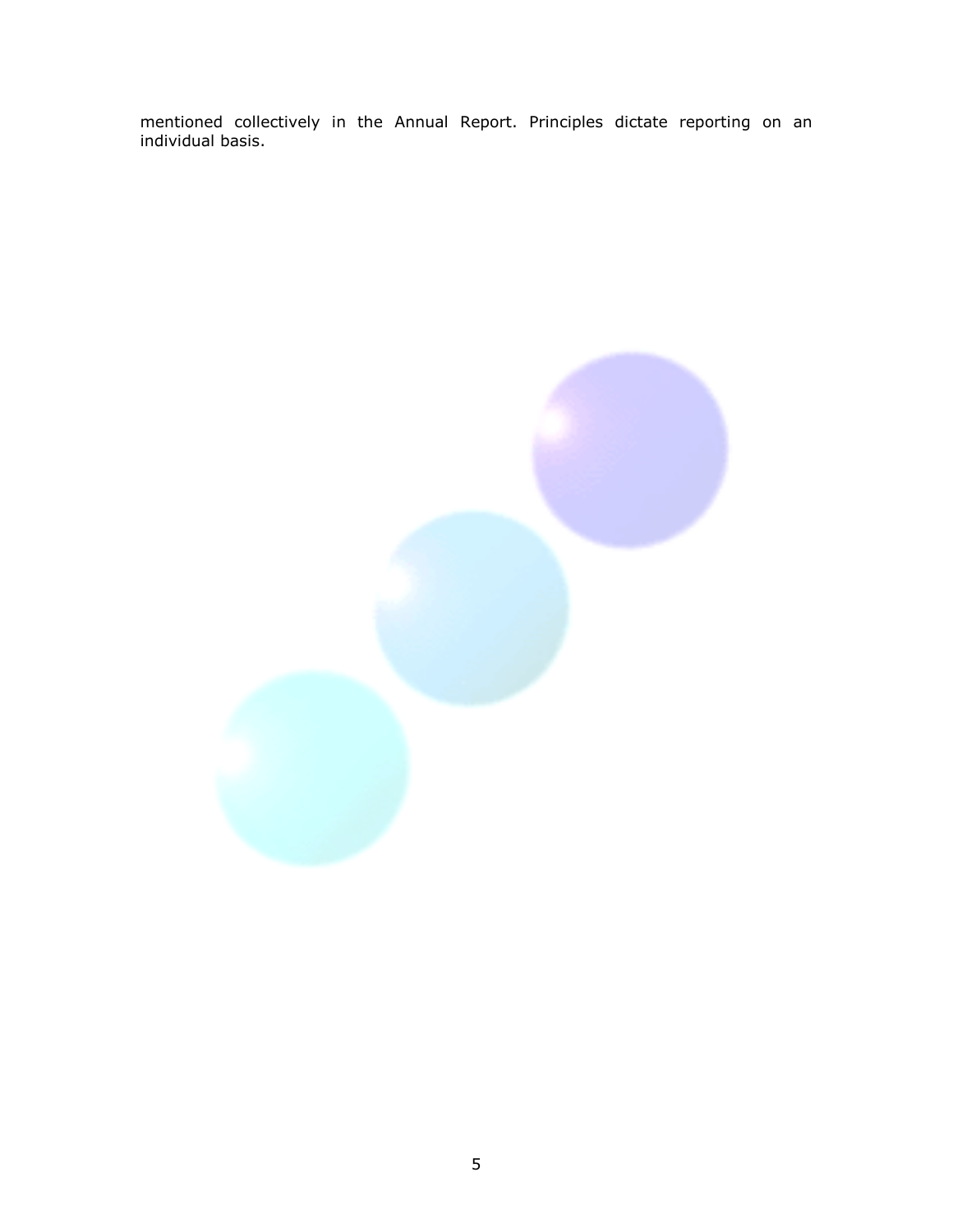mentioned collectively in the Annual Report. Principles dictate reporting on an individual basis.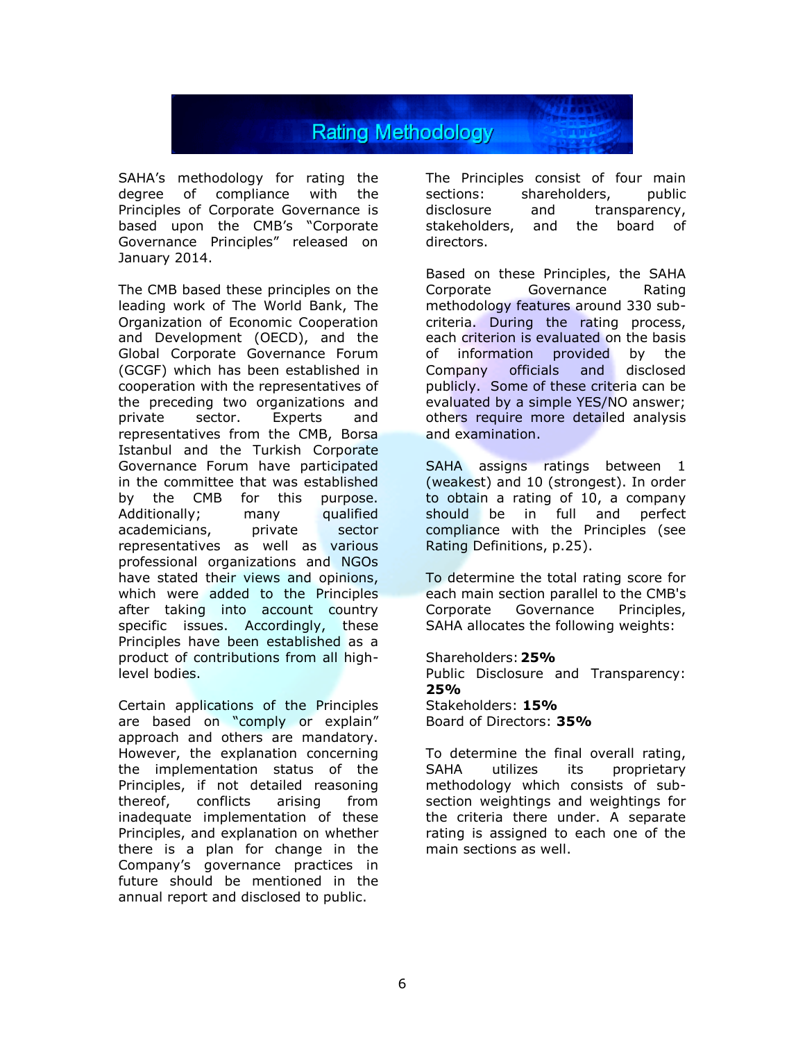# Rating Methodology

SAHA's methodology for rating the degree of compliance with the Principles of Corporate Governance is based upon the CMB's "Corporate Governance Principles" released on January 2014.

The CMB based these principles on the leading work of The World Bank, The Organization of Economic Cooperation and Development (OECD), and the Global Corporate Governance Forum (GCGF) which has been established in cooperation with the representatives of the preceding two organizations and private sector. Experts and representatives from the CMB, Borsa Istanbul and the Turkish Corporate Governance Forum have participated in the committee that was established by the CMB for this purpose. Additionally; many qualified academicians, private sector representatives as well as various professional organizations and NGOs have stated their views and opinions, which were added to the Principles after taking into account country specific issues. Accordingly, these Principles have been established as a product of contributions from all high-level bodies.

Certain applications of the Principles are based on "comply or explain" approach and others are mandatory. However, the explanation concerning the implementation status of the Principles, if not detailed reasoning thereof, conflicts arising from inadequate implementation of these Principles, and explanation on whether there is a plan for change in the Company's governance practices in future should be mentioned in the annual report and disclosed to public.

The Principles consist of four main sections: shareholders, public disclosure and transparency, stakeholders, and the board of directors.

Based on these Principles, the SAHA Corporate Governance Rating methodology features around 330 sub-criteria. During the rating process, each criterion is evaluated on the basis of information provided by the Company officials and disclosed publicly. Some of these criteria can be evaluated by a simple YES/NO answer; others require more detailed analysis and examination.

SAHA assigns ratings between 1 (weakest) and 10 (strongest). In order to obtain a rating of 10, a company should be in full and perfect compliance with the Principles (see Rating Definitions, p.25).

To determine the total rating score for each main section parallel to the CMB's Corporate Governance Principles, SAHA allocates the following weights:

Shareholders: **25%**
Public Disclosure and Transparency: **25%**
Stakeholders: **15%**
Board of Directors: **35%**

To determine the final overall rating, SAHA utilizes its proprietary methodology which consists of sub-section weightings and weightings for the criteria there under. A separate rating is assigned to each one of the main sections as well.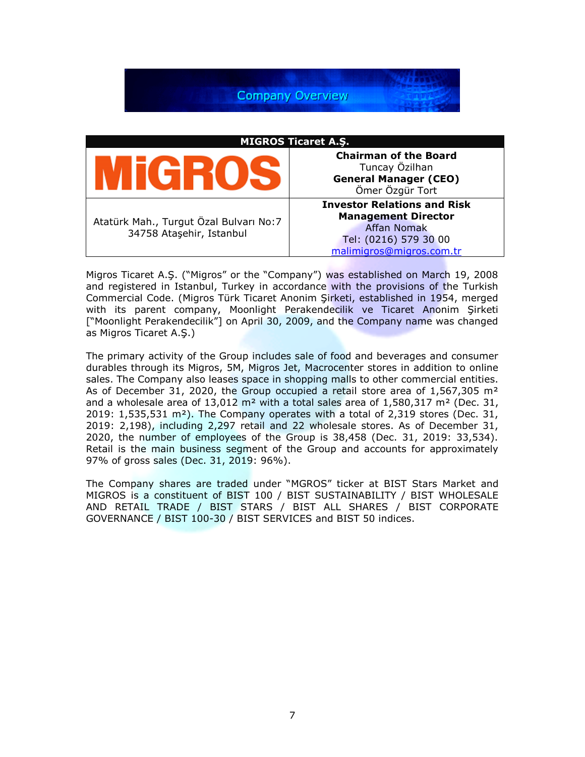# Company Overview

| MIGROS Ticaret A.Ş. | |
|---|---|
| MiGROS | **Chairman of the Board**<br>Tuncay Özilhan<br>**General Manager (CEO)**<br>Ömer Özgür Tort |
| Atatürk Mah., Turgut Özal Bulvarı No:7<br>34758 Ataşehir, Istanbul | **Investor Relations and Risk Management Director**<br>Affan Nomak<br>Tel: (0216) 579 30 00<br>malimigros@migros.com.tr |

Migros Ticaret A.Ş. ("Migros" or the "Company") was established on March 19, 2008 and registered in Istanbul, Turkey in accordance with the provisions of the Turkish Commercial Code. (Migros Türk Ticaret Anonim Şirketi, established in 1954, merged with its parent company, Moonlight Perakendecilik ve Ticaret Anonim Şirketi ["Moonlight Perakendecilik"] on April 30, 2009, and the Company name was changed as Migros Ticaret A.Ş.)

The primary activity of the Group includes sale of food and beverages and consumer durables through its Migros, 5M, Migros Jet, Macrocenter stores in addition to online sales. The Company also leases space in shopping malls to other commercial entities. As of December 31, 2020, the Group occupied a retail store area of 1,567,305 m² and a wholesale area of 13,012 m² with a total sales area of 1,580,317 m² (Dec. 31, 2019: 1,535,531 m²). The Company operates with a total of 2,319 stores (Dec. 31, 2019: 2,198), including 2,297 retail and 22 wholesale stores. As of December 31, 2020, the number of employees of the Group is 38,458 (Dec. 31, 2019: 33,534). Retail is the main business segment of the Group and accounts for approximately 97% of gross sales (Dec. 31, 2019: 96%).

The Company shares are traded under "MGROS" ticker at BIST Stars Market and MIGROS is a constituent of BIST 100 / BIST SUSTAINABILITY / BIST WHOLESALE AND RETAIL TRADE / BIST STARS / BIST ALL SHARES / BIST CORPORATE GOVERNANCE / BIST 100-30 / BIST SERVICES and BIST 50 indices.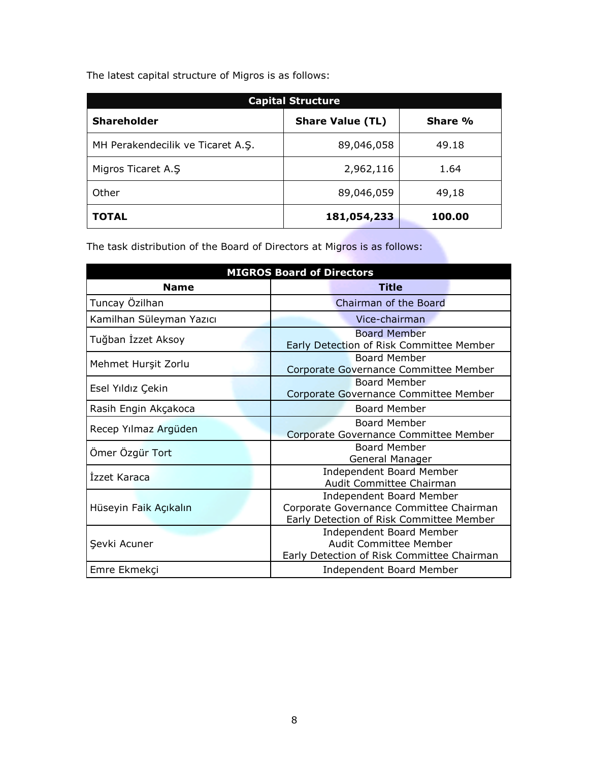The latest capital structure of Migros is as follows:

| Capital Structure | | |
|---|---|---|
| **Shareholder** | **Share Value (TL)** | **Share %** |
| MH Perakendecilik ve Ticaret A.Ş. | 89,046,058 | 49.18 |
| Migros Ticaret A.Ş | 2,962,116 | 1.64 |
| Other | 89,046,059 | 49,18 |
| **TOTAL** | **181,054,233** | **100.00** |

The task distribution of the Board of Directors at Migros is as follows:

| MIGROS Board of Directors | |
|---|---|
| **Name** | **Title** |
| Tuncay Özilhan | Chairman of the Board |
| Kamilhan Süleyman Yazıcı | Vice-chairman |
| Tuğban İzzet Aksoy | Board Member<br>Early Detection of Risk Committee Member |
| Mehmet Hurşit Zorlu | Board Member<br>Corporate Governance Committee Member |
| Esel Yıldız Çekin | Board Member<br>Corporate Governance Committee Member |
| Rasih Engin Akçakoca | Board Member |
| Recep Yılmaz Argüden | Board Member<br>Corporate Governance Committee Member |
| Ömer Özgür Tort | Board Member<br>General Manager |
| İzzet Karaca | Independent Board Member<br>Audit Committee Chairman |
| Hüseyin Faik Açıkalın | Independent Board Member<br>Corporate Governance Committee Chairman<br>Early Detection of Risk Committee Member |
| Şevki Acuner | Independent Board Member<br>Audit Committee Member<br>Early Detection of Risk Committee Chairman |
| Emre Ekmekçi | Independent Board Member |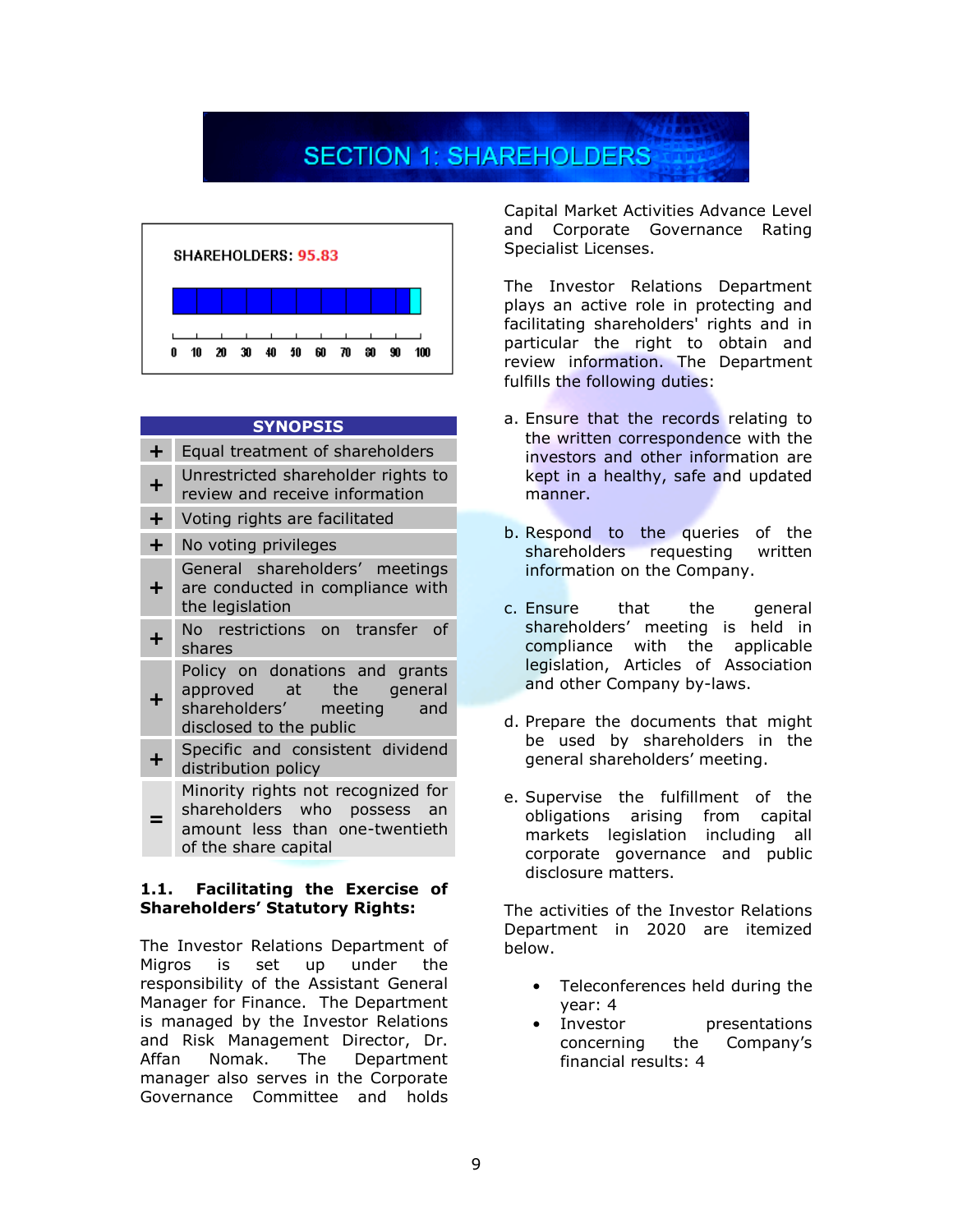# SECTION 1: SHAREHOLDERS

SHAREHOLDERS: 95.83

| SYNOPSIS | |
|---|---|
| + | Equal treatment of shareholders |
| + | Unrestricted shareholder rights to review and receive information |
| + | Voting rights are facilitated |
| + | No voting privileges |
| + | General shareholders' meetings are conducted in compliance with the legislation |
| + | No restrictions on transfer of shares |
| + | Policy on donations and grants approved at the general shareholders' meeting and disclosed to the public |
| + | Specific and consistent dividend distribution policy |
| = | Minority rights not recognized for shareholders who possess an amount less than one-twentieth of the share capital |

### 1.1. Facilitating the Exercise of Shareholders' Statutory Rights:

The Investor Relations Department of Migros is set up under the responsibility of the Assistant General Manager for Finance. The Department is managed by the Investor Relations and Risk Management Director, Dr. Affan Nomak. The Department manager also serves in the Corporate Governance Committee and holds Capital Market Activities Advance Level and Corporate Governance Rating Specialist Licenses.

The Investor Relations Department plays an active role in protecting and facilitating shareholders' rights and in particular the right to obtain and review information. The Department fulfills the following duties:

a. Ensure that the records relating to the written correspondence with the investors and other information are kept in a healthy, safe and updated manner.

b. Respond to the queries of the shareholders requesting written information on the Company.

c. Ensure that the general shareholders' meeting is held in compliance with the applicable legislation, Articles of Association and other Company by-laws.

d. Prepare the documents that might be used by shareholders in the general shareholders' meeting.

e. Supervise the fulfillment of the obligations arising from capital markets legislation including all corporate governance and public disclosure matters.

The activities of the Investor Relations Department in 2020 are itemized below.

- Teleconferences held during the year: 4
- Investor presentations concerning the Company's financial results: 4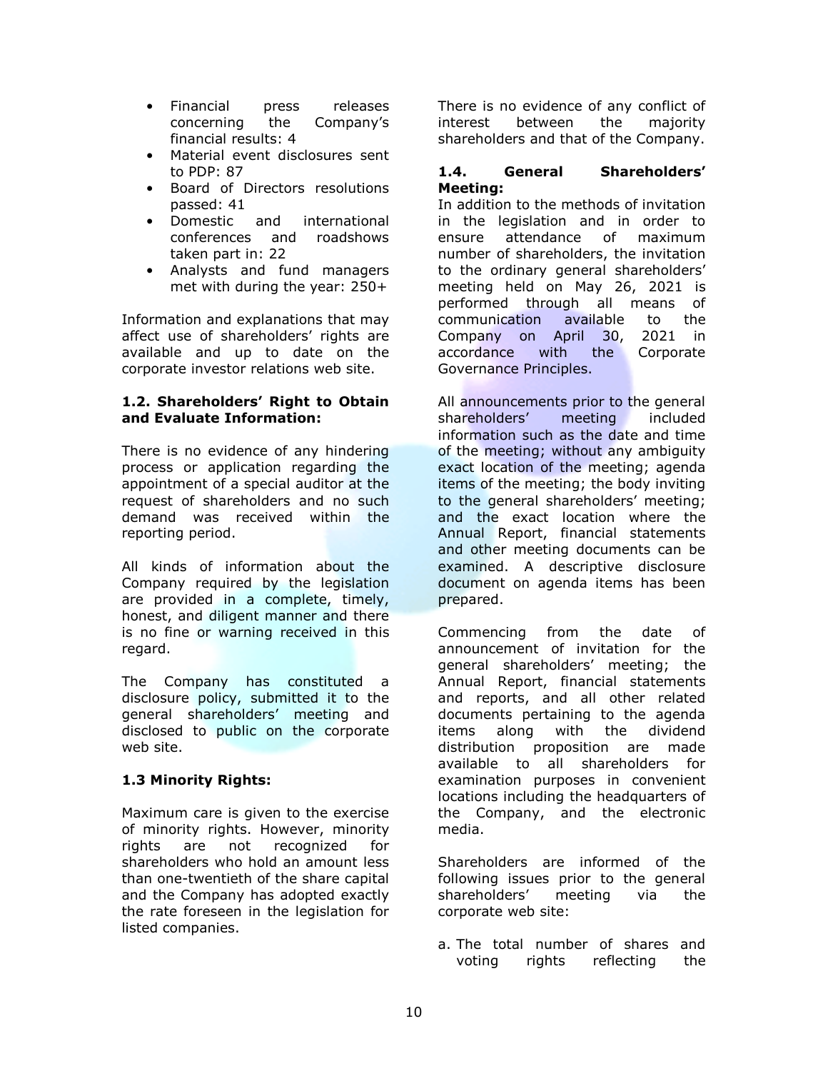- Financial press releases concerning the Company's financial results: 4
- Material event disclosures sent to PDP: 87
- Board of Directors resolutions passed: 41
- Domestic and international conferences and roadshows taken part in: 22
- Analysts and fund managers met with during the year: 250+

Information and explanations that may affect use of shareholders' rights are available and up to date on the corporate investor relations web site.

### 1.2. Shareholders' Right to Obtain and Evaluate Information:

There is no evidence of any hindering process or application regarding the appointment of a special auditor at the request of shareholders and no such demand was received within the reporting period.

All kinds of information about the Company required by the legislation are provided in a complete, timely, honest, and diligent manner and there is no fine or warning received in this regard.

The Company has constituted a disclosure policy, submitted it to the general shareholders' meeting and disclosed to public on the corporate web site.

### 1.3 Minority Rights:

Maximum care is given to the exercise of minority rights. However, minority rights are not recognized for shareholders who hold an amount less than one-twentieth of the share capital and the Company has adopted exactly the rate foreseen in the legislation for listed companies.

There is no evidence of any conflict of interest between the majority shareholders and that of the Company.

### 1.4. General Shareholders' Meeting:

In addition to the methods of invitation in the legislation and in order to ensure attendance of maximum number of shareholders, the invitation to the ordinary general shareholders' meeting held on May 26, 2021 is performed through all means of communication available to the Company on April 30, 2021 in accordance with the Corporate Governance Principles.

All announcements prior to the general shareholders' meeting included information such as the date and time of the meeting; without any ambiguity exact location of the meeting; agenda items of the meeting; the body inviting to the general shareholders' meeting; and the exact location where the Annual Report, financial statements and other meeting documents can be examined. A descriptive disclosure document on agenda items has been prepared.

Commencing from the date of announcement of invitation for the general shareholders' meeting; the Annual Report, financial statements and reports, and all other related documents pertaining to the agenda items along with the dividend distribution proposition are made available to all shareholders for examination purposes in convenient locations including the headquarters of the Company, and the electronic media.

Shareholders are informed of the following issues prior to the general shareholders' meeting via the corporate web site:

a. The total number of shares and voting rights reflecting the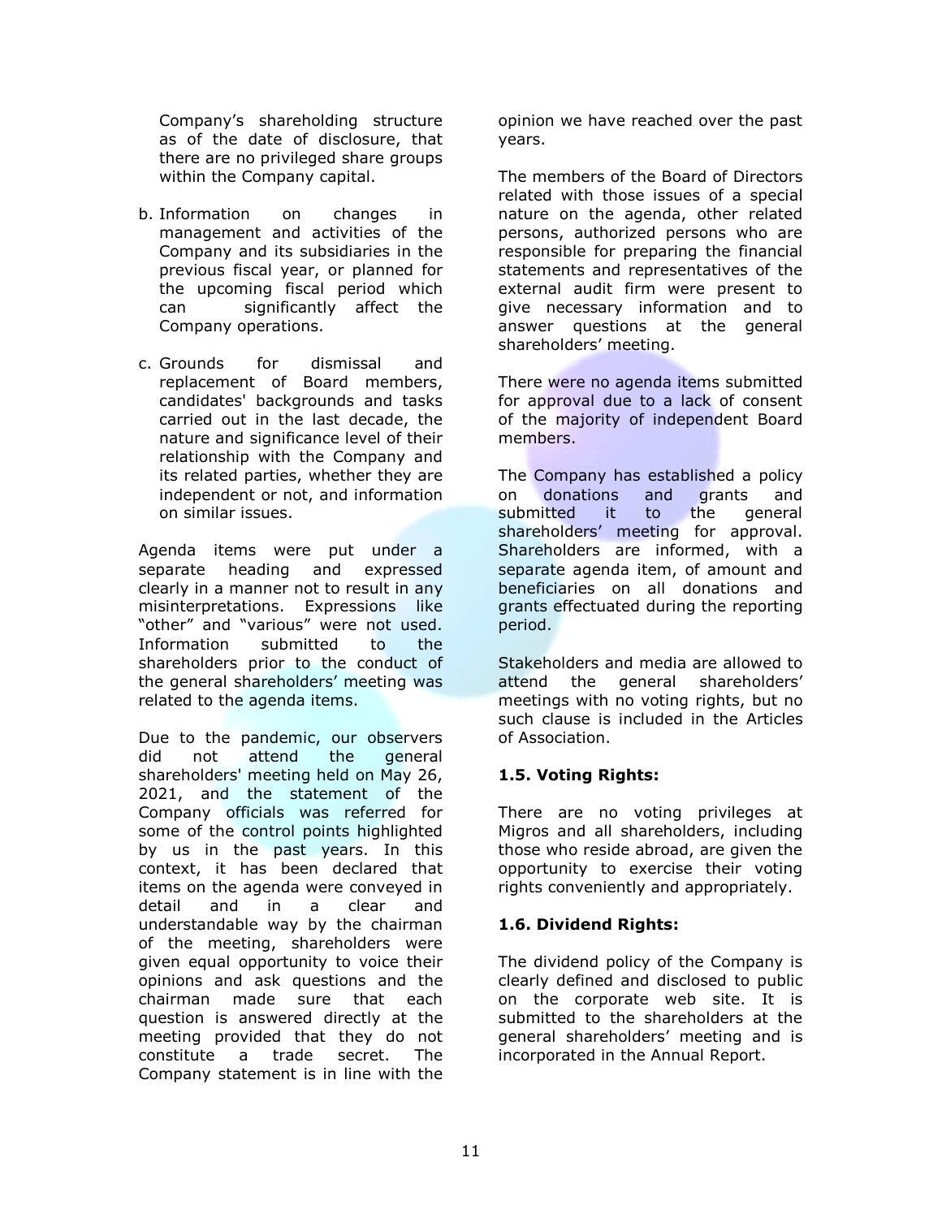Company's shareholding structure as of the date of disclosure, that there are no privileged share groups within the Company capital.

b. Information on changes in management and activities of the Company and its subsidiaries in the previous fiscal year, or planned for the upcoming fiscal period which can significantly affect the Company operations.

c. Grounds for dismissal and replacement of Board members, candidates' backgrounds and tasks carried out in the last decade, the nature and significance level of their relationship with the Company and its related parties, whether they are independent or not, and information on similar issues.

Agenda items were put under a separate heading and expressed clearly in a manner not to result in any misinterpretations. Expressions like "other" and "various" were not used. Information submitted to the shareholders prior to the conduct of the general shareholders' meeting was related to the agenda items.

Due to the pandemic, our observers did not attend the general shareholders' meeting held on May 26, 2021, and the statement of the Company officials was referred for some of the control points highlighted by us in the past years. In this context, it has been declared that items on the agenda were conveyed in detail and in a clear and understandable way by the chairman of the meeting, shareholders were given equal opportunity to voice their opinions and ask questions and the chairman made sure that each question is answered directly at the meeting provided that they do not constitute a trade secret. The Company statement is in line with the opinion we have reached over the past years.

The members of the Board of Directors related with those issues of a special nature on the agenda, other related persons, authorized persons who are responsible for preparing the financial statements and representatives of the external audit firm were present to give necessary information and to answer questions at the general shareholders' meeting.

There were no agenda items submitted for approval due to a lack of consent of the majority of independent Board members.

The Company has established a policy on donations and grants and submitted it to the general shareholders' meeting for approval. Shareholders are informed, with a separate agenda item, of amount and beneficiaries on all donations and grants effectuated during the reporting period.

Stakeholders and media are allowed to attend the general shareholders' meetings with no voting rights, but no such clause is included in the Articles of Association.

### 1.5. Voting Rights:

There are no voting privileges at Migros and all shareholders, including those who reside abroad, are given the opportunity to exercise their voting rights conveniently and appropriately.

### 1.6. Dividend Rights:

The dividend policy of the Company is clearly defined and disclosed to public on the corporate web site. It is submitted to the shareholders at the general shareholders' meeting and is incorporated in the Annual Report.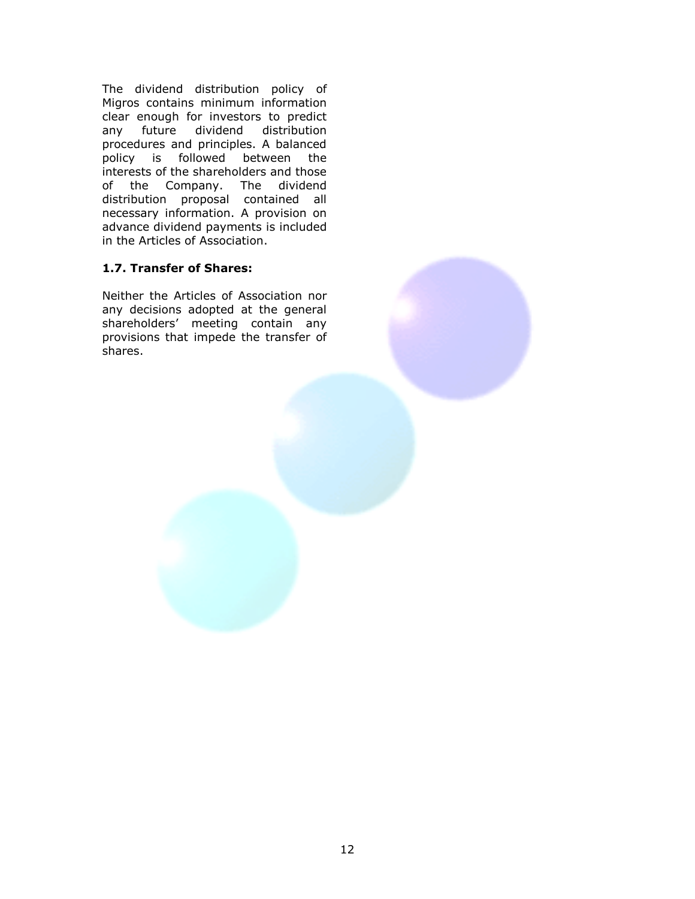The dividend distribution policy of Migros contains minimum information clear enough for investors to predict any future dividend distribution procedures and principles. A balanced policy is followed between the interests of the shareholders and those of the Company. The dividend distribution proposal contained all necessary information. A provision on advance dividend payments is included in the Articles of Association.

### 1.7. Transfer of Shares:

Neither the Articles of Association nor any decisions adopted at the general shareholders' meeting contain any provisions that impede the transfer of shares.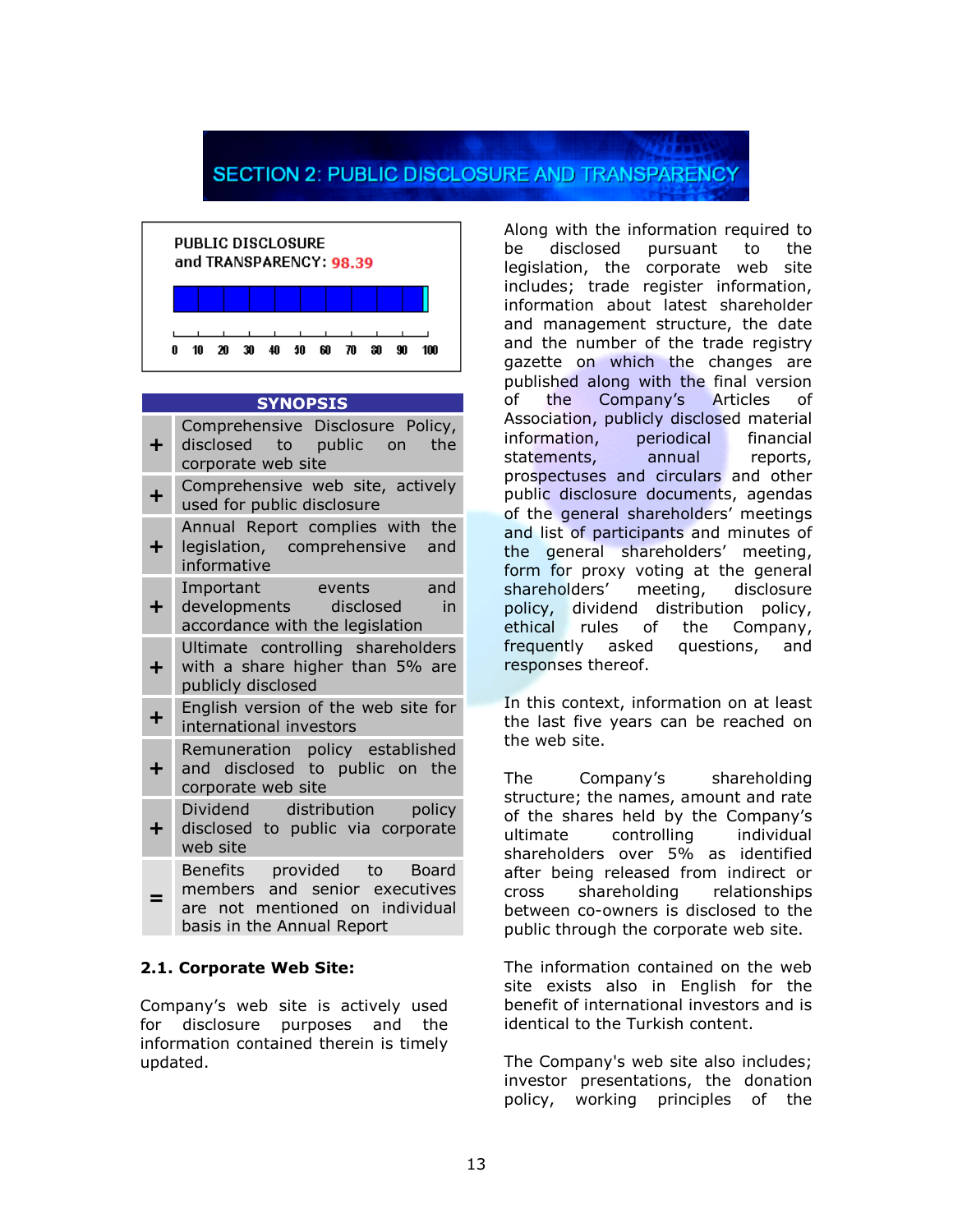## SECTION 2: PUBLIC DISCLOSURE AND TRANSPARENCY

**PUBLIC DISCLOSURE and TRANSPARENCY: 98.39**

| SYNOPSIS | |
|---|---|
| + | Comprehensive Disclosure Policy, disclosed to public on the corporate web site |
| + | Comprehensive web site, actively used for public disclosure |
| + | Annual Report complies with the legislation, comprehensive and informative |
| + | Important events and developments disclosed in accordance with the legislation |
| + | Ultimate controlling shareholders with a share higher than 5% are publicly disclosed |
| + | English version of the web site for international investors |
| + | Remuneration policy established and disclosed to public on the corporate web site |
| + | Dividend distribution policy disclosed to public via corporate web site |
| = | Benefits provided to Board members and senior executives are not mentioned on individual basis in the Annual Report |

### 2.1. Corporate Web Site:

Company's web site is actively used for disclosure purposes and the information contained therein is timely updated.

Along with the information required to be disclosed pursuant to the legislation, the corporate web site includes; trade register information, information about latest shareholder and management structure, the date and the number of the trade registry gazette on which the changes are published along with the final version of the Company's Articles of Association, publicly disclosed material information, periodical financial statements, annual reports, prospectuses and circulars and other public disclosure documents, agendas of the general shareholders' meetings and list of participants and minutes of the general shareholders' meeting, form for proxy voting at the general shareholders' meeting, disclosure policy, dividend distribution policy, ethical rules of the Company, frequently asked questions, and responses thereof.

In this context, information on at least the last five years can be reached on the web site.

The Company's shareholding structure; the names, amount and rate of the shares held by the Company's ultimate controlling individual shareholders over 5% as identified after being released from indirect or cross shareholding relationships between co-owners is disclosed to the public through the corporate web site.

The information contained on the web site exists also in English for the benefit of international investors and is identical to the Turkish content.

The Company's web site also includes; investor presentations, the donation policy, working principles of the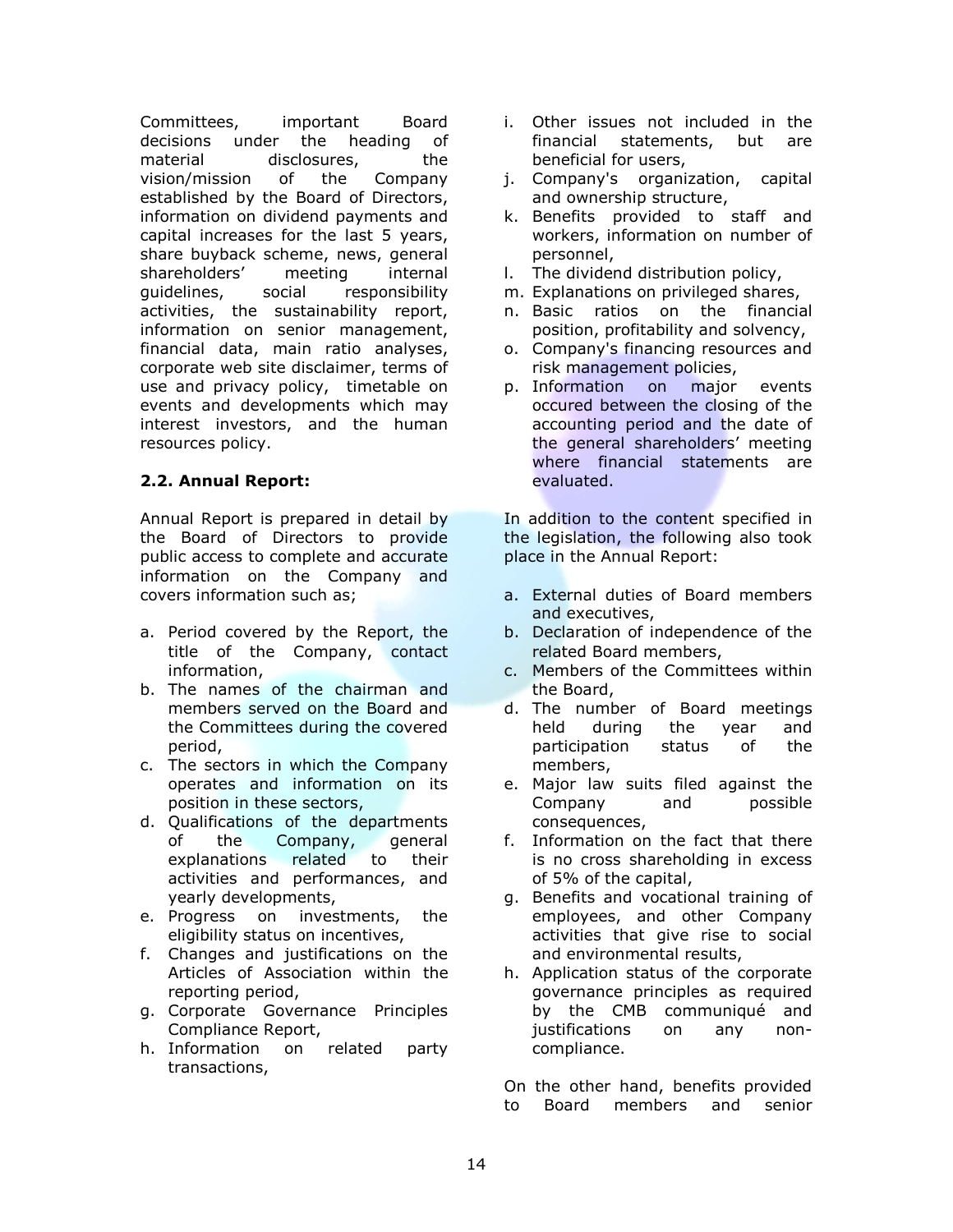Committees, important Board decisions under the heading of material disclosures, the vision/mission of the Company established by the Board of Directors, information on dividend payments and capital increases for the last 5 years, share buyback scheme, news, general shareholders' meeting internal guidelines, social responsibility activities, the sustainability report, information on senior management, financial data, main ratio analyses, corporate web site disclaimer, terms of use and privacy policy, timetable on events and developments which may interest investors, and the human resources policy.

**2.2. Annual Report:**

Annual Report is prepared in detail by the Board of Directors to provide public access to complete and accurate information on the Company and covers information such as;

a. Period covered by the Report, the title of the Company, contact information,
b. The names of the chairman and members served on the Board and the Committees during the covered period,
c. The sectors in which the Company operates and information on its position in these sectors,
d. Qualifications of the departments of the Company, general explanations related to their activities and performances, and yearly developments,
e. Progress on investments, the eligibility status on incentives,
f. Changes and justifications on the Articles of Association within the reporting period,
g. Corporate Governance Principles Compliance Report,
h. Information on related party transactions,
i. Other issues not included in the financial statements, but are beneficial for users,
j. Company's organization, capital and ownership structure,
k. Benefits provided to staff and workers, information on number of personnel,
l. The dividend distribution policy,
m. Explanations on privileged shares,
n. Basic ratios on the financial position, profitability and solvency,
o. Company's financing resources and risk management policies,
p. Information on major events occured between the closing of the accounting period and the date of the general shareholders' meeting where financial statements are evaluated.

In addition to the content specified in the legislation, the following also took place in the Annual Report:

a. External duties of Board members and executives,
b. Declaration of independence of the related Board members,
c. Members of the Committees within the Board,
d. The number of Board meetings held during the year and participation status of the members,
e. Major law suits filed against the Company and possible consequences,
f. Information on the fact that there is no cross shareholding in excess of 5% of the capital,
g. Benefits and vocational training of employees, and other Company activities that give rise to social and environmental results,
h. Application status of the corporate governance principles as required by the CMB communiqué and justifications on any non-compliance.

On the other hand, benefits provided to Board members and senior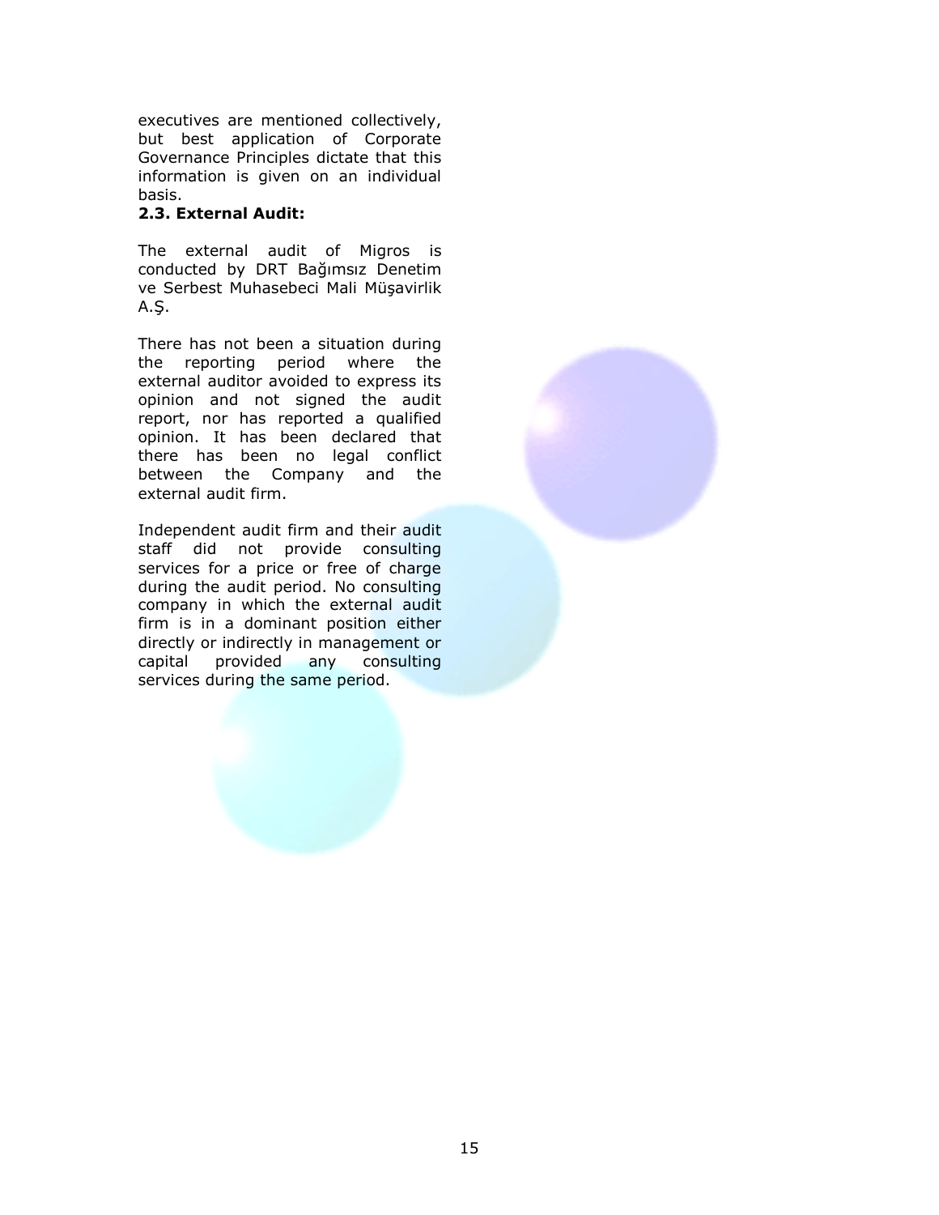executives are mentioned collectively, but best application of Corporate Governance Principles dictate that this information is given on an individual basis.

**2.3. External Audit:**

The external audit of Migros is conducted by DRT Bağımsız Denetim ve Serbest Muhasebeci Mali Müşavirlik A.Ş.

There has not been a situation during the reporting period where the external auditor avoided to express its opinion and not signed the audit report, nor has reported a qualified opinion. It has been declared that there has been no legal conflict between the Company and the external audit firm.

Independent audit firm and their audit staff did not provide consulting services for a price or free of charge during the audit period. No consulting company in which the external audit firm is in a dominant position either directly or indirectly in management or capital provided any consulting services during the same period.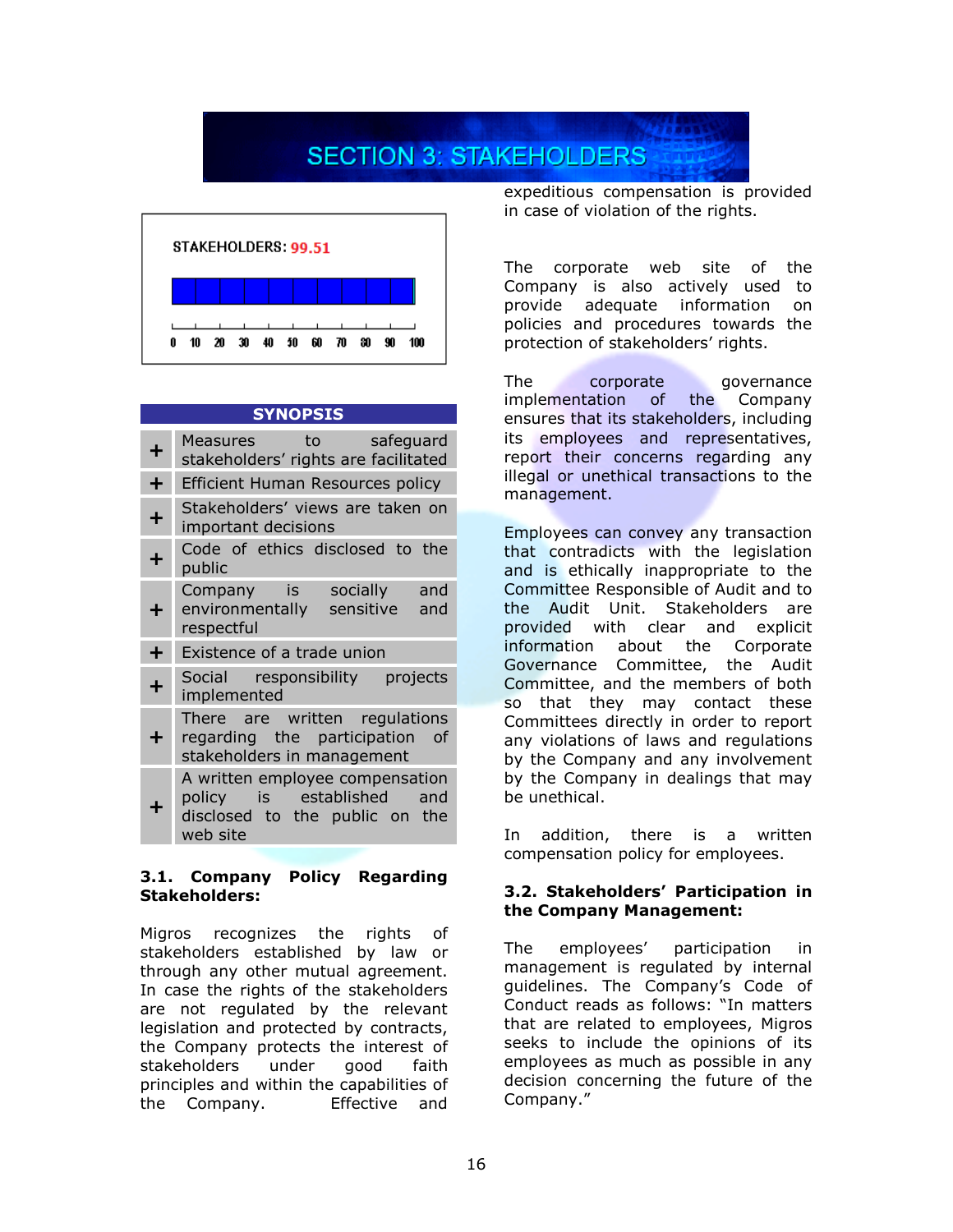# SECTION 3: STAKEHOLDERS

STAKEHOLDERS: 99.51

0 10 20 30 40 50 60 70 80 90 100

| SYNOPSIS | |
|---|---|
| + | Measures to safeguard stakeholders' rights are facilitated |
| + | Efficient Human Resources policy |
| + | Stakeholders' views are taken on important decisions |
| + | Code of ethics disclosed to the public |
| + | Company is socially and environmentally sensitive and respectful |
| + | Existence of a trade union |
| + | Social responsibility projects implemented |
| + | There are written regulations regarding the participation of stakeholders in management |
| + | A written employee compensation policy is established and disclosed to the public on the web site |

### 3.1. Company Policy Regarding Stakeholders:

Migros recognizes the rights of stakeholders established by law or through any other mutual agreement. In case the rights of the stakeholders are not regulated by the relevant legislation and protected by contracts, the Company protects the interest of stakeholders under good faith principles and within the capabilities of the Company. Effective and expeditious compensation is provided in case of violation of the rights.

The corporate web site of the Company is also actively used to provide adequate information on policies and procedures towards the protection of stakeholders' rights.

The corporate governance implementation of the Company ensures that its stakeholders, including its employees and representatives, report their concerns regarding any illegal or unethical transactions to the management.

Employees can convey any transaction that contradicts with the legislation and is ethically inappropriate to the Committee Responsible of Audit and to the Audit Unit. Stakeholders are provided with clear and explicit information about the Corporate Governance Committee, the Audit Committee, and the members of both so that they may contact these Committees directly in order to report any violations of laws and regulations by the Company and any involvement by the Company in dealings that may be unethical.

In addition, there is a written compensation policy for employees.

### 3.2. Stakeholders' Participation in the Company Management:

The employees' participation in management is regulated by internal guidelines. The Company's Code of Conduct reads as follows: "In matters that are related to employees, Migros seeks to include the opinions of its employees as much as possible in any decision concerning the future of the Company."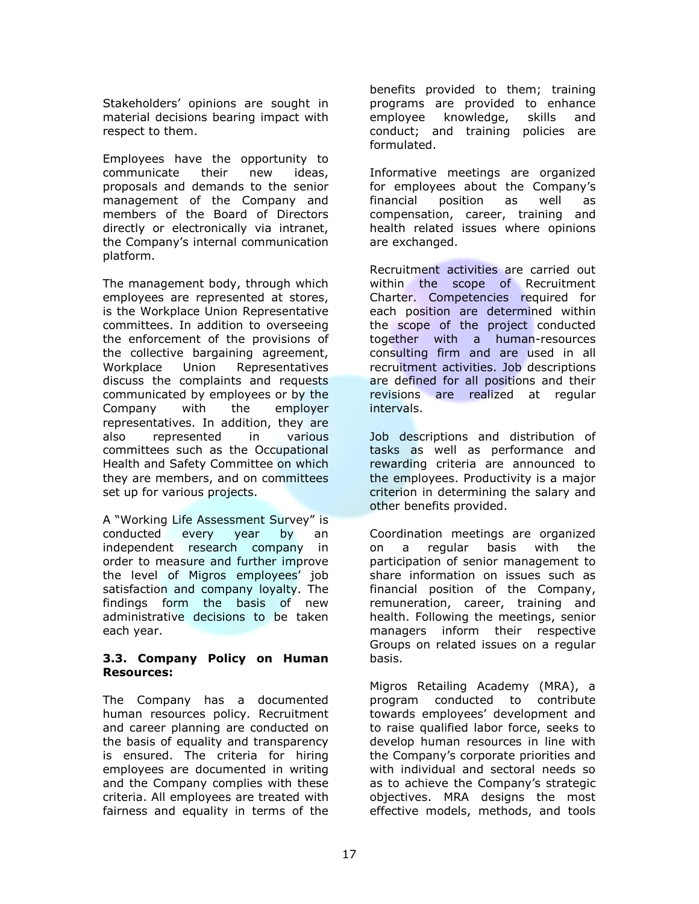Stakeholders' opinions are sought in material decisions bearing impact with respect to them.

Employees have the opportunity to communicate their new ideas, proposals and demands to the senior management of the Company and members of the Board of Directors directly or electronically via intranet, the Company's internal communication platform.

The management body, through which employees are represented at stores, is the Workplace Union Representative committees. In addition to overseeing the enforcement of the provisions of the collective bargaining agreement, Workplace Union Representatives discuss the complaints and requests communicated by employees or by the Company with the employer representatives. In addition, they are also represented in various committees such as the Occupational Health and Safety Committee on which they are members, and on committees set up for various projects.

A "Working Life Assessment Survey" is conducted every year by an independent research company in order to measure and further improve the level of Migros employees' job satisfaction and company loyalty. The findings form the basis of new administrative decisions to be taken each year.

### 3.3. Company Policy on Human Resources:

The Company has a documented human resources policy. Recruitment and career planning are conducted on the basis of equality and transparency is ensured. The criteria for hiring employees are documented in writing and the Company complies with these criteria. All employees are treated with fairness and equality in terms of the benefits provided to them; training programs are provided to enhance employee knowledge, skills and conduct; and training policies are formulated.

Informative meetings are organized for employees about the Company's financial position as well as compensation, career, training and health related issues where opinions are exchanged.

Recruitment activities are carried out within the scope of Recruitment Charter. Competencies required for each position are determined within the scope of the project conducted together with a human-resources consulting firm and are used in all recruitment activities. Job descriptions are defined for all positions and their revisions are realized at regular intervals.

Job descriptions and distribution of tasks as well as performance and rewarding criteria are announced to the employees. Productivity is a major criterion in determining the salary and other benefits provided.

Coordination meetings are organized on a regular basis with the participation of senior management to share information on issues such as financial position of the Company, remuneration, career, training and health. Following the meetings, senior managers inform their respective Groups on related issues on a regular basis.

Migros Retailing Academy (MRA), a program conducted to contribute towards employees' development and to raise qualified labor force, seeks to develop human resources in line with the Company's corporate priorities and with individual and sectoral needs so as to achieve the Company's strategic objectives. MRA designs the most effective models, methods, and tools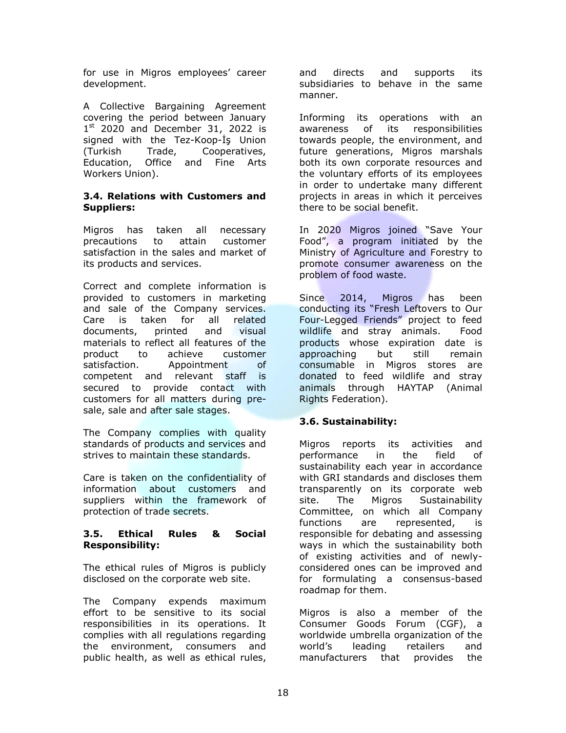for use in Migros employees' career development.

A Collective Bargaining Agreement covering the period between January 1st 2020 and December 31, 2022 is signed with the Tez-Koop-İş Union (Turkish Trade, Cooperatives, Education, Office and Fine Arts Workers Union).

#### 3.4. Relations with Customers and Suppliers:

Migros has taken all necessary precautions to attain customer satisfaction in the sales and market of its products and services.

Correct and complete information is provided to customers in marketing and sale of the Company services. Care is taken for all related documents, printed and visual materials to reflect all features of the product to achieve customer satisfaction. Appointment of competent and relevant staff is secured to provide contact with customers for all matters during pre-sale, sale and after sale stages.

The Company complies with quality standards of products and services and strives to maintain these standards.

Care is taken on the confidentiality of information about customers and suppliers within the framework of protection of trade secrets.

#### 3.5. Ethical Rules & Social Responsibility:

The ethical rules of Migros is publicly disclosed on the corporate web site.

The Company expends maximum effort to be sensitive to its social responsibilities in its operations. It complies with all regulations regarding the environment, consumers and public health, as well as ethical rules, and directs and supports its subsidiaries to behave in the same manner.

Informing its operations with an awareness of its responsibilities towards people, the environment, and future generations, Migros marshals both its own corporate resources and the voluntary efforts of its employees in order to undertake many different projects in areas in which it perceives there to be social benefit.

In 2020 Migros joined "Save Your Food", a program initiated by the Ministry of Agriculture and Forestry to promote consumer awareness on the problem of food waste.

Since 2014, Migros has been conducting its "Fresh Leftovers to Our Four-Legged Friends" project to feed wildlife and stray animals. Food products whose expiration date is approaching but still remain consumable in Migros stores are donated to feed wildlife and stray animals through HAYTAP (Animal Rights Federation).

#### 3.6. Sustainability:

Migros reports its activities and performance in the field of sustainability each year in accordance with GRI standards and discloses them transparently on its corporate web site. The Migros Sustainability Committee, on which all Company functions are represented, is responsible for debating and assessing ways in which the sustainability both of existing activities and of newly-considered ones can be improved and for formulating a consensus-based roadmap for them.

Migros is also a member of the Consumer Goods Forum (CGF), a worldwide umbrella organization of the world's leading retailers and manufacturers that provides the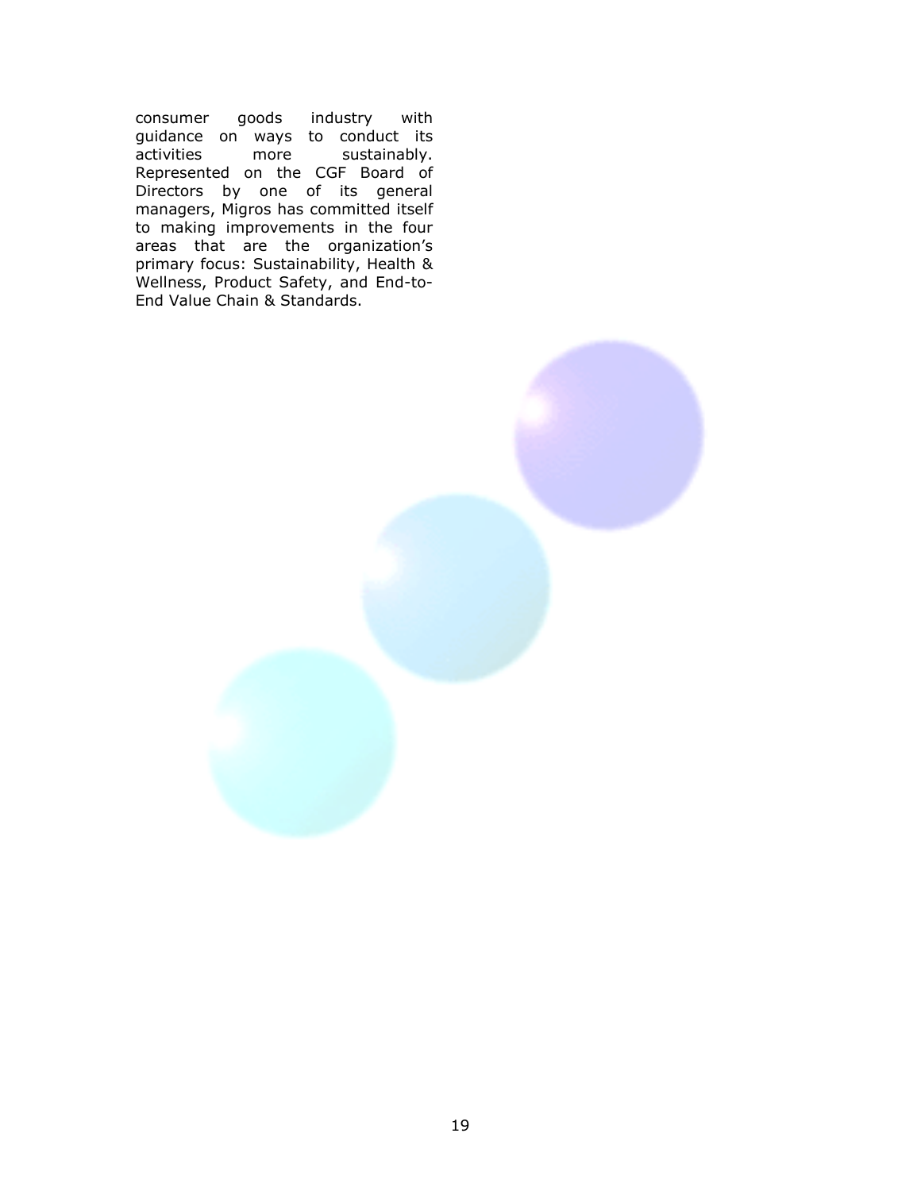consumer goods industry with guidance on ways to conduct its activities more sustainably. Represented on the CGF Board of Directors by one of its general managers, Migros has committed itself to making improvements in the four areas that are the organization's primary focus: Sustainability, Health & Wellness, Product Safety, and End-to-End Value Chain & Standards.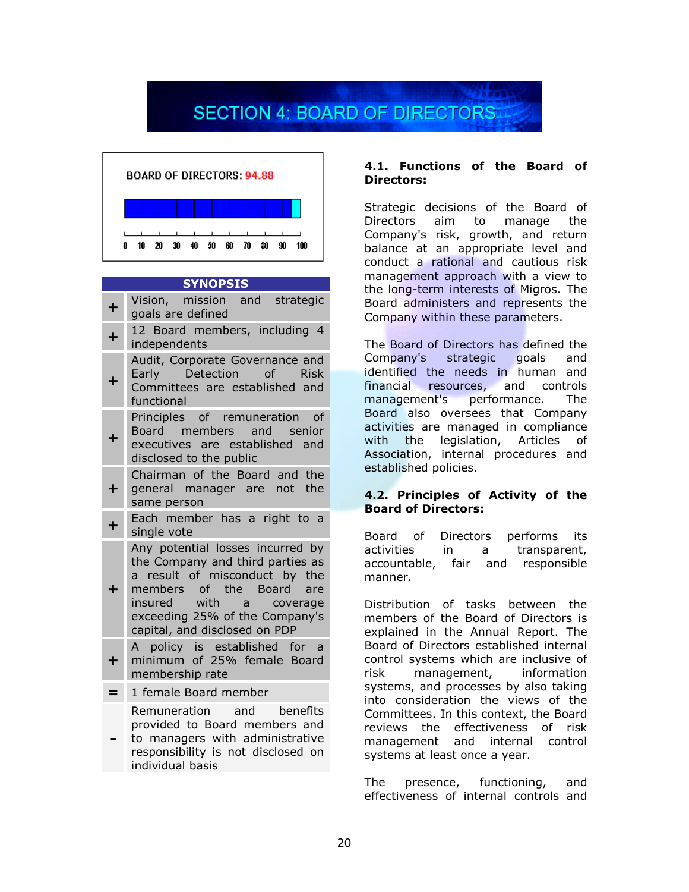# SECTION 4: BOARD OF DIRECTORS

BOARD OF DIRECTORS: 94.88

0 10 20 30 40 50 60 70 80 90 100

| SYNOPSIS | |
|---|---|
| + | Vision, mission and strategic goals are defined |
| + | 12 Board members, including 4 independents |
| + | Audit, Corporate Governance and Early Detection of Risk Committees are established and functional |
| + | Principles of remuneration of Board members and senior executives are established and disclosed to the public |
| + | Chairman of the Board and the general manager are not the same person |
| + | Each member has a right to a single vote |
| + | Any potential losses incurred by the Company and third parties as a result of misconduct by the members of the Board are insured with a coverage exceeding 25% of the Company's capital, and disclosed on PDP |
| + | A policy is established for a minimum of 25% female Board membership rate |
| = | 1 female Board member |
| - | Remuneration and benefits provided to Board members and to managers with administrative responsibility is not disclosed on individual basis |

**4.1. Functions of the Board of Directors:**

Strategic decisions of the Board of Directors aim to manage the Company's risk, growth, and return balance at an appropriate level and conduct a rational and cautious risk management approach with a view to the long-term interests of Migros. The Board administers and represents the Company within these parameters.

The Board of Directors has defined the Company's strategic goals and identified the needs in human and financial resources, and controls management's performance. The Board also oversees that Company activities are managed in compliance with the legislation, Articles of Association, internal procedures and established policies.

**4.2. Principles of Activity of the Board of Directors:**

Board of Directors performs its activities in a transparent, accountable, fair and responsible manner.

Distribution of tasks between the members of the Board of Directors is explained in the Annual Report. The Board of Directors established internal control systems which are inclusive of risk management, information systems, and processes by also taking into consideration the views of the Committees. In this context, the Board reviews the effectiveness of risk management and internal control systems at least once a year.

The presence, functioning, and effectiveness of internal controls and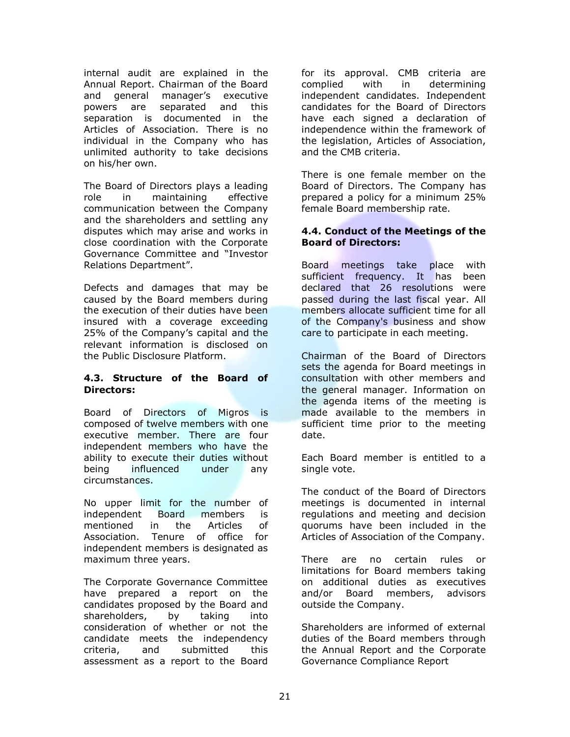internal audit are explained in the Annual Report. Chairman of the Board and general manager's executive powers are separated and this separation is documented in the Articles of Association. There is no individual in the Company who has unlimited authority to take decisions on his/her own.

The Board of Directors plays a leading role in maintaining effective communication between the Company and the shareholders and settling any disputes which may arise and works in close coordination with the Corporate Governance Committee and "Investor Relations Department".

Defects and damages that may be caused by the Board members during the execution of their duties have been insured with a coverage exceeding 25% of the Company's capital and the relevant information is disclosed on the Public Disclosure Platform.

#### 4.3. Structure of the Board of Directors:

Board of Directors of Migros is composed of twelve members with one executive member. There are four independent members who have the ability to execute their duties without being influenced under any circumstances.

No upper limit for the number of independent Board members is mentioned in the Articles of Association. Tenure of office for independent members is designated as maximum three years.

The Corporate Governance Committee have prepared a report on the candidates proposed by the Board and shareholders, by taking into consideration of whether or not the candidate meets the independency criteria, and submitted this assessment as a report to the Board for its approval. CMB criteria are complied with in determining independent candidates. Independent candidates for the Board of Directors have each signed a declaration of independence within the framework of the legislation, Articles of Association, and the CMB criteria.

There is one female member on the Board of Directors. The Company has prepared a policy for a minimum 25% female Board membership rate.

#### 4.4. Conduct of the Meetings of the Board of Directors:

Board meetings take place with sufficient frequency. It has been declared that 26 resolutions were passed during the last fiscal year. All members allocate sufficient time for all of the Company's business and show care to participate in each meeting.

Chairman of the Board of Directors sets the agenda for Board meetings in consultation with other members and the general manager. Information on the agenda items of the meeting is made available to the members in sufficient time prior to the meeting date.

Each Board member is entitled to a single vote.

The conduct of the Board of Directors meetings is documented in internal regulations and meeting and decision quorums have been included in the Articles of Association of the Company.

There are no certain rules or limitations for Board members taking on additional duties as executives and/or Board members, advisors outside the Company.

Shareholders are informed of external duties of the Board members through the Annual Report and the Corporate Governance Compliance Report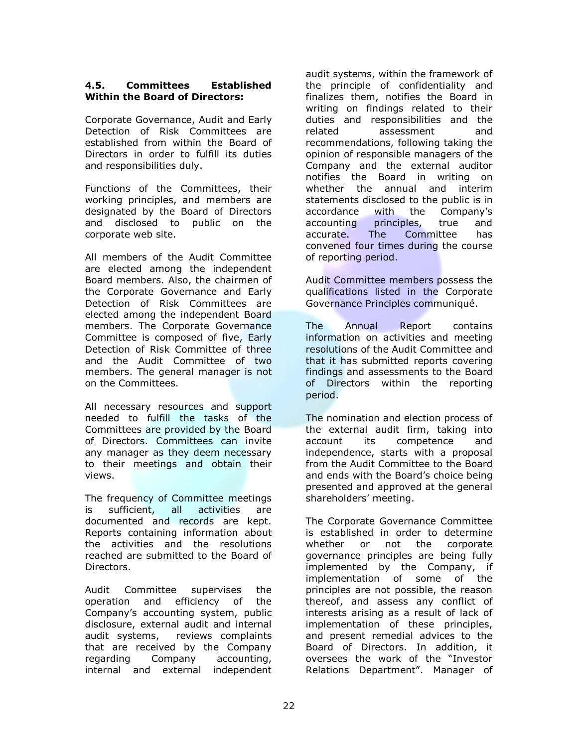### 4.5. Committees Established Within the Board of Directors:

Corporate Governance, Audit and Early Detection of Risk Committees are established from within the Board of Directors in order to fulfill its duties and responsibilities duly.

Functions of the Committees, their working principles, and members are designated by the Board of Directors and disclosed to public on the corporate web site.

All members of the Audit Committee are elected among the independent Board members. Also, the chairmen of the Corporate Governance and Early Detection of Risk Committees are elected among the independent Board members. The Corporate Governance Committee is composed of five, Early Detection of Risk Committee of three and the Audit Committee of two members. The general manager is not on the Committees.

All necessary resources and support needed to fulfill the tasks of the Committees are provided by the Board of Directors. Committees can invite any manager as they deem necessary to their meetings and obtain their views.

The frequency of Committee meetings is sufficient, all activities are documented and records are kept. Reports containing information about the activities and the resolutions reached are submitted to the Board of Directors.

Audit Committee supervises the operation and efficiency of the Company's accounting system, public disclosure, external audit and internal audit systems, reviews complaints that are received by the Company regarding Company accounting, internal and external independent audit systems, within the framework of the principle of confidentiality and finalizes them, notifies the Board in writing on findings related to their duties and responsibilities and the related assessment and recommendations, following taking the opinion of responsible managers of the Company and the external auditor notifies the Board in writing on whether the annual and interim statements disclosed to the public is in accordance with the Company's accounting principles, true and accurate. The Committee has convened four times during the course of reporting period.

Audit Committee members possess the qualifications listed in the Corporate Governance Principles communiqué.

The Annual Report contains information on activities and meeting resolutions of the Audit Committee and that it has submitted reports covering findings and assessments to the Board of Directors within the reporting period.

The nomination and election process of the external audit firm, taking into account its competence and independence, starts with a proposal from the Audit Committee to the Board and ends with the Board's choice being presented and approved at the general shareholders' meeting.

The Corporate Governance Committee is established in order to determine whether or not the corporate governance principles are being fully implemented by the Company, if implementation of some of the principles are not possible, the reason thereof, and assess any conflict of interests arising as a result of lack of implementation of these principles, and present remedial advices to the Board of Directors. In addition, it oversees the work of the "Investor Relations Department". Manager of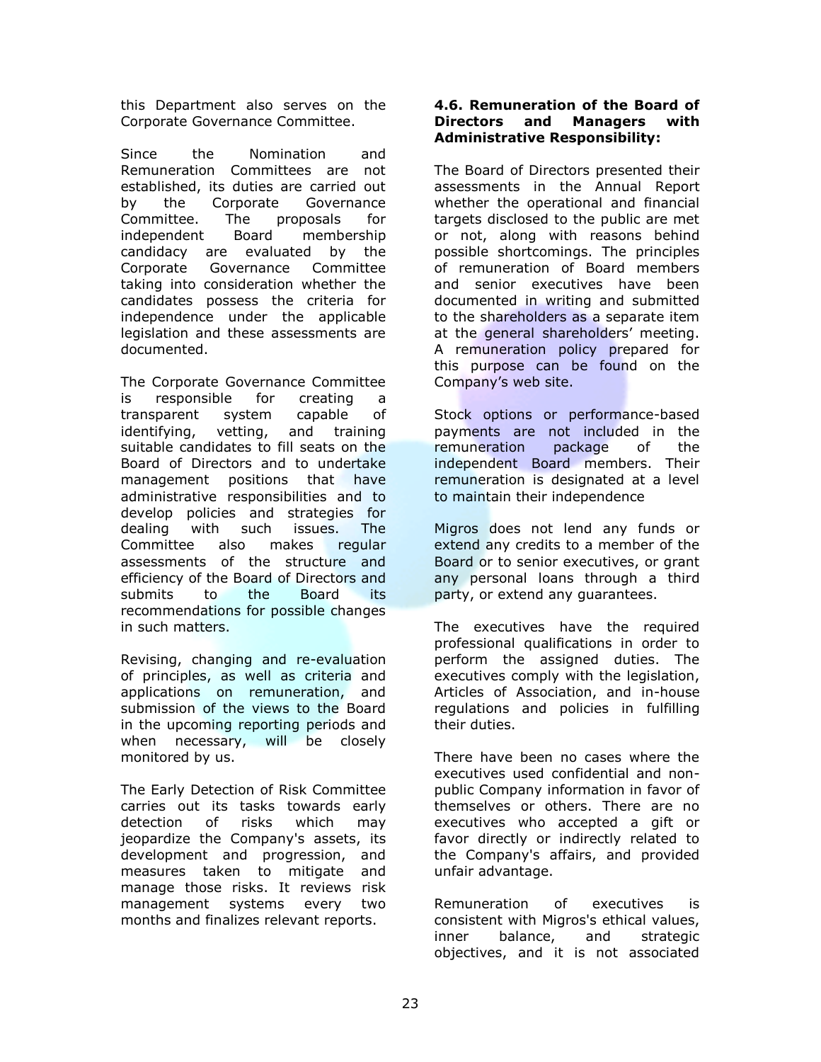this Department also serves on the Corporate Governance Committee.

Since the Nomination and Remuneration Committees are not established, its duties are carried out by the Corporate Governance Committee. The proposals for independent Board membership candidacy are evaluated by the Corporate Governance Committee taking into consideration whether the candidates possess the criteria for independence under the applicable legislation and these assessments are documented.

The Corporate Governance Committee is responsible for creating a transparent system capable of identifying, vetting, and training suitable candidates to fill seats on the Board of Directors and to undertake management positions that have administrative responsibilities and to develop policies and strategies for dealing with such issues. The Committee also makes regular assessments of the structure and efficiency of the Board of Directors and submits to the Board its recommendations for possible changes in such matters.

Revising, changing and re-evaluation of principles, as well as criteria and applications on remuneration, and submission of the views to the Board in the upcoming reporting periods and when necessary, will be closely monitored by us.

The Early Detection of Risk Committee carries out its tasks towards early detection of risks which may jeopardize the Company's assets, its development and progression, and measures taken to mitigate and manage those risks. It reviews risk management systems every two months and finalizes relevant reports.

**4.6. Remuneration of the Board of Directors and Managers with Administrative Responsibility:**

The Board of Directors presented their assessments in the Annual Report whether the operational and financial targets disclosed to the public are met or not, along with reasons behind possible shortcomings. The principles of remuneration of Board members and senior executives have been documented in writing and submitted to the shareholders as a separate item at the general shareholders' meeting. A remuneration policy prepared for this purpose can be found on the Company's web site.

Stock options or performance-based payments are not included in the remuneration package of the independent Board members. Their remuneration is designated at a level to maintain their independence

Migros does not lend any funds or extend any credits to a member of the Board or to senior executives, or grant any personal loans through a third party, or extend any guarantees.

The executives have the required professional qualifications in order to perform the assigned duties. The executives comply with the legislation, Articles of Association, and in-house regulations and policies in fulfilling their duties.

There have been no cases where the executives used confidential and non-public Company information in favor of themselves or others. There are no executives who accepted a gift or favor directly or indirectly related to the Company's affairs, and provided unfair advantage.

Remuneration of executives is consistent with Migros's ethical values, inner balance, and strategic objectives, and it is not associated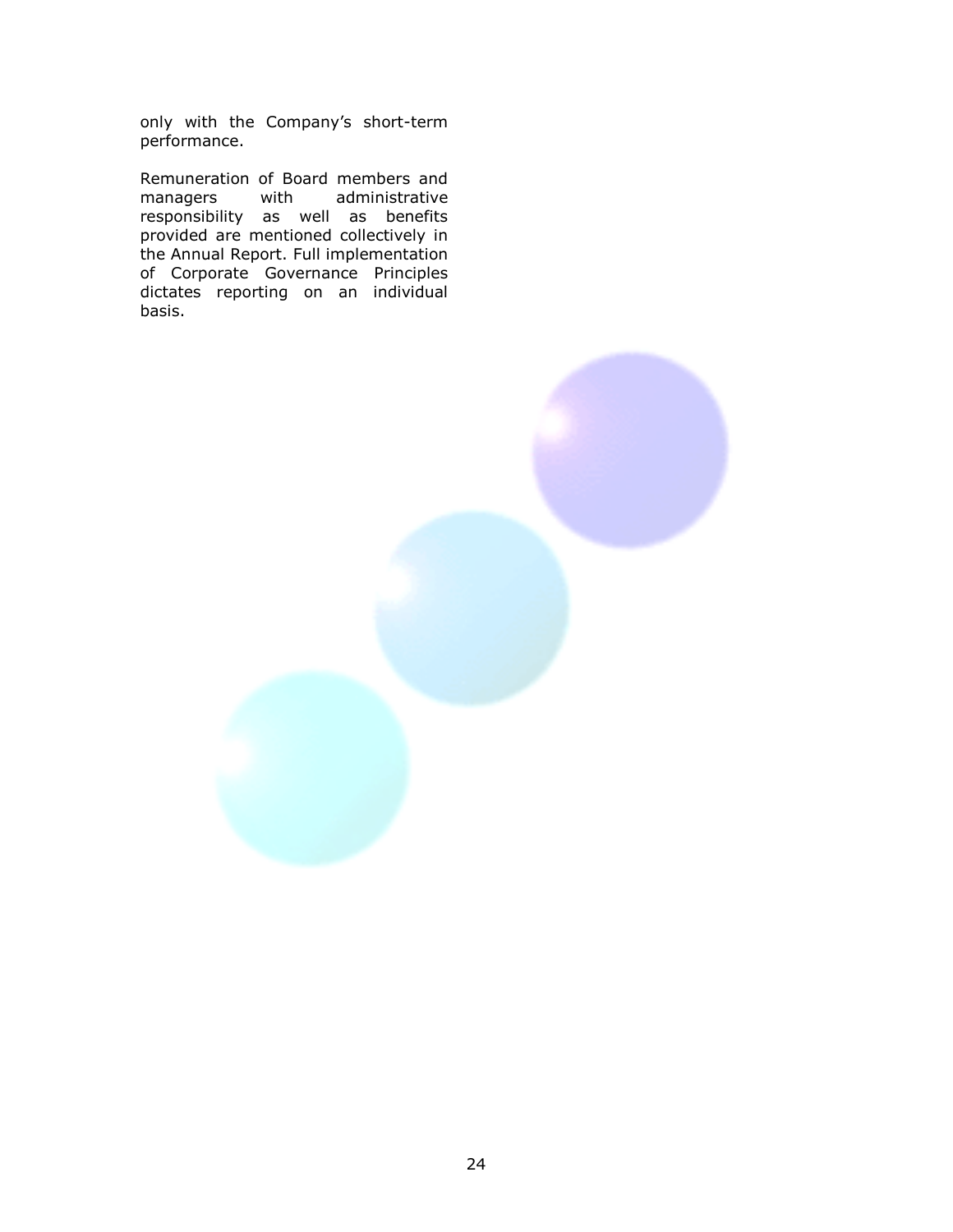only with the Company's short-term performance.

Remuneration of Board members and managers with administrative responsibility as well as benefits provided are mentioned collectively in the Annual Report. Full implementation of Corporate Governance Principles dictates reporting on an individual basis.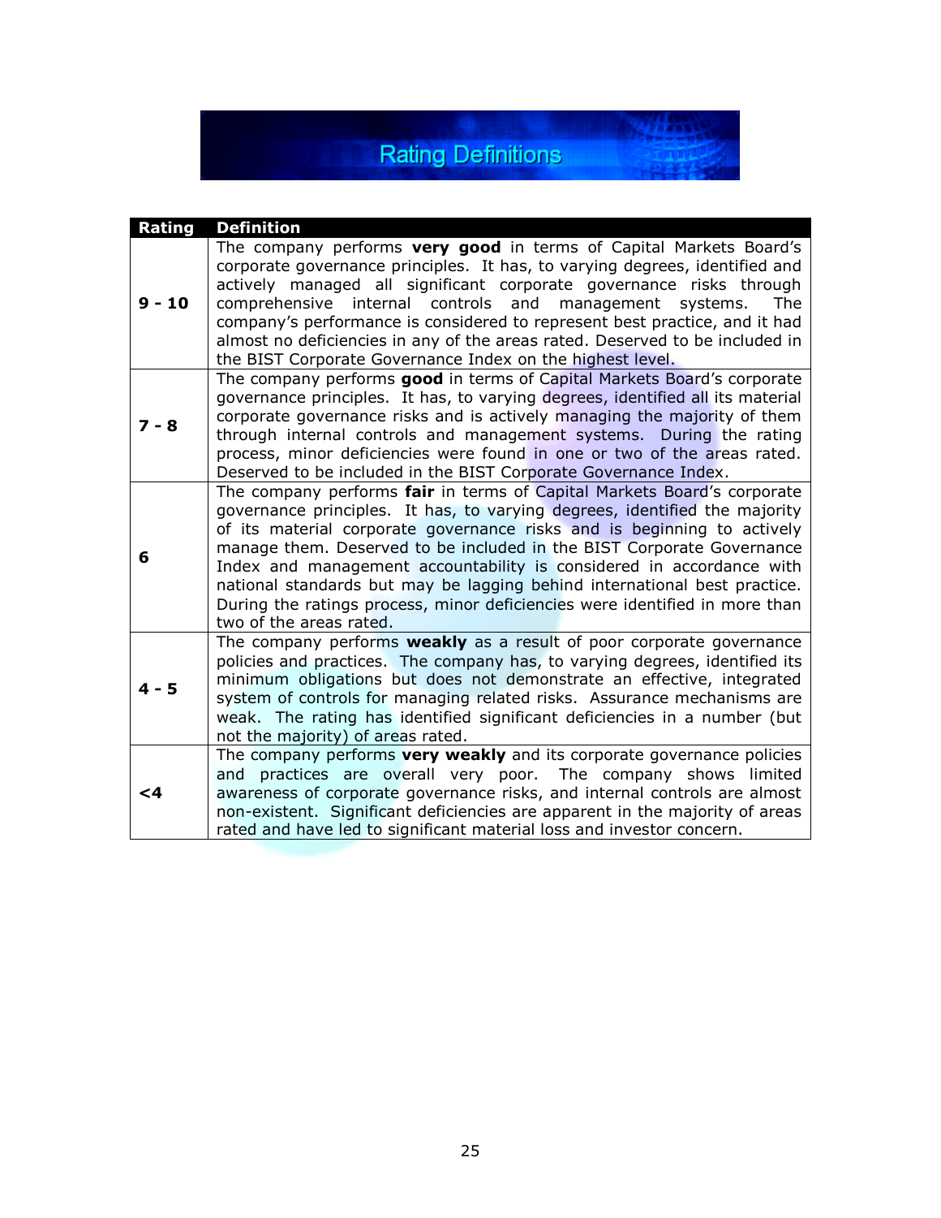# Rating Definitions

| Rating | Definition |
|---|---|
| **9 - 10** | The company performs **very good** in terms of Capital Markets Board's corporate governance principles. It has, to varying degrees, identified and actively managed all significant corporate governance risks through comprehensive internal controls and management systems. The company's performance is considered to represent best practice, and it had almost no deficiencies in any of the areas rated. Deserved to be included in the BIST Corporate Governance Index on the highest level. |
| **7 - 8** | The company performs **good** in terms of Capital Markets Board's corporate governance principles. It has, to varying degrees, identified all its material corporate governance risks and is actively managing the majority of them through internal controls and management systems. During the rating process, minor deficiencies were found in one or two of the areas rated. Deserved to be included in the BIST Corporate Governance Index. |
| **6** | The company performs **fair** in terms of Capital Markets Board's corporate governance principles. It has, to varying degrees, identified the majority of its material corporate governance risks and is beginning to actively manage them. Deserved to be included in the BIST Corporate Governance Index and management accountability is considered in accordance with national standards but may be lagging behind international best practice. During the ratings process, minor deficiencies were identified in more than two of the areas rated. |
| **4 - 5** | The company performs **weakly** as a result of poor corporate governance policies and practices. The company has, to varying degrees, identified its minimum obligations but does not demonstrate an effective, integrated system of controls for managing related risks. Assurance mechanisms are weak. The rating has identified significant deficiencies in a number (but not the majority) of areas rated. |
| **<4** | The company performs **very weakly** and its corporate governance policies and practices are overall very poor. The company shows limited awareness of corporate governance risks, and internal controls are almost non-existent. Significant deficiencies are apparent in the majority of areas rated and have led to significant material loss and investor concern. |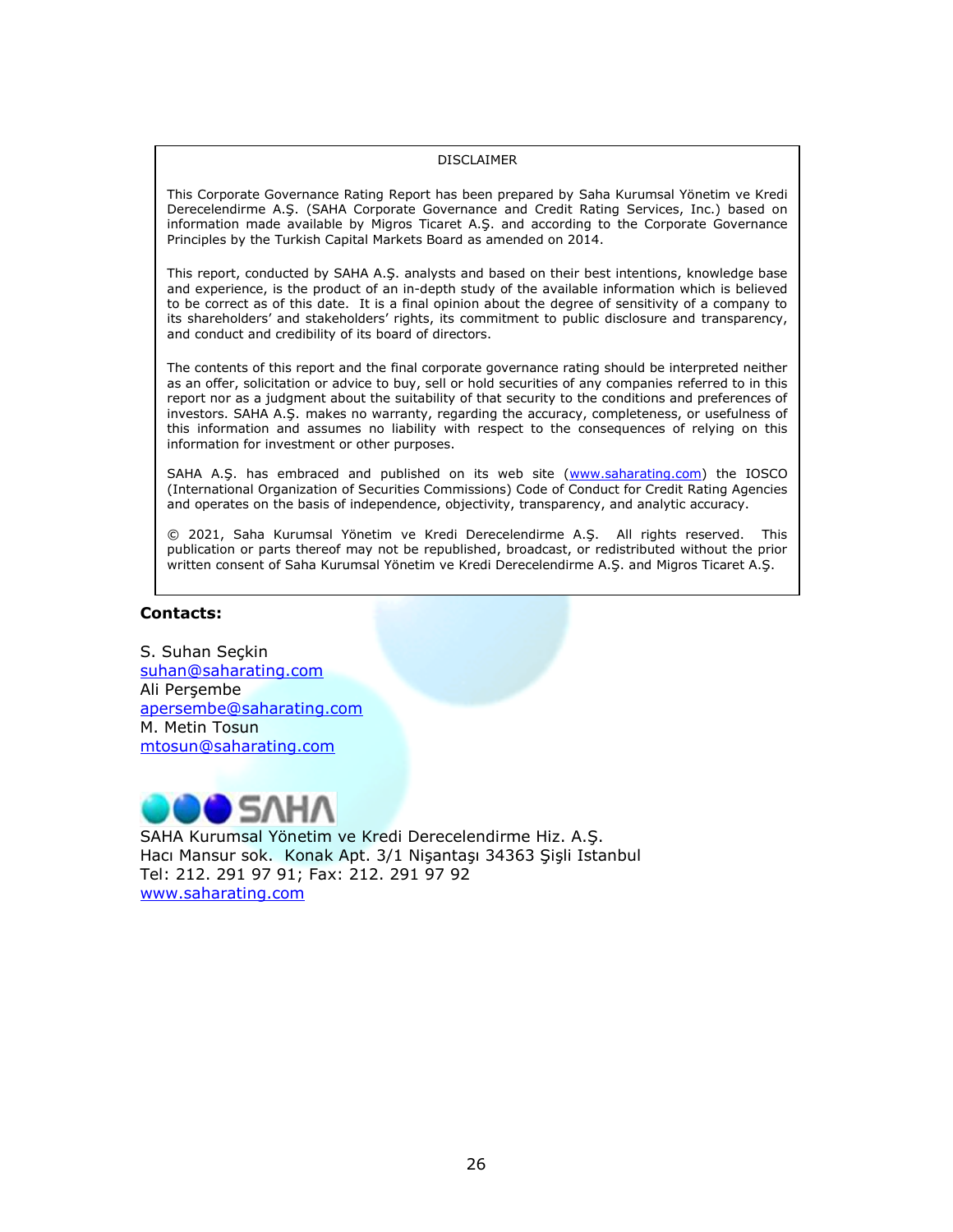DISCLAIMER

This Corporate Governance Rating Report has been prepared by Saha Kurumsal Yönetim ve Kredi Derecelendirme A.Ş. (SAHA Corporate Governance and Credit Rating Services, Inc.) based on information made available by Migros Ticaret A.Ş. and according to the Corporate Governance Principles by the Turkish Capital Markets Board as amended on 2014.

This report, conducted by SAHA A.Ş. analysts and based on their best intentions, knowledge base and experience, is the product of an in-depth study of the available information which is believed to be correct as of this date. It is a final opinion about the degree of sensitivity of a company to its shareholders' and stakeholders' rights, its commitment to public disclosure and transparency, and conduct and credibility of its board of directors.

The contents of this report and the final corporate governance rating should be interpreted neither as an offer, solicitation or advice to buy, sell or hold securities of any companies referred to in this report nor as a judgment about the suitability of that security to the conditions and preferences of investors. SAHA A.Ş. makes no warranty, regarding the accuracy, completeness, or usefulness of this information and assumes no liability with respect to the consequences of relying on this information for investment or other purposes.

SAHA A.Ş. has embraced and published on its web site (www.saharating.com) the IOSCO (International Organization of Securities Commissions) Code of Conduct for Credit Rating Agencies and operates on the basis of independence, objectivity, transparency, and analytic accuracy.

© 2021, Saha Kurumsal Yönetim ve Kredi Derecelendirme A.Ş. All rights reserved. This publication or parts thereof may not be republished, broadcast, or redistributed without the prior written consent of Saha Kurumsal Yönetim ve Kredi Derecelendirme A.Ş. and Migros Ticaret A.Ş.

**Contacts:**

S. Suhan Seçkin
suhan@saharating.com
Ali Perşembe
apersembe@saharating.com
M. Metin Tosun
mtosun@saharating.com

SAHA

SAHA Kurumsal Yönetim ve Kredi Derecelendirme Hiz. A.Ş.
Hacı Mansur sok. Konak Apt. 3/1 Nişantaşı 34363 Şişli Istanbul
Tel: 212. 291 97 91; Fax: 212. 291 97 92
www.saharating.com